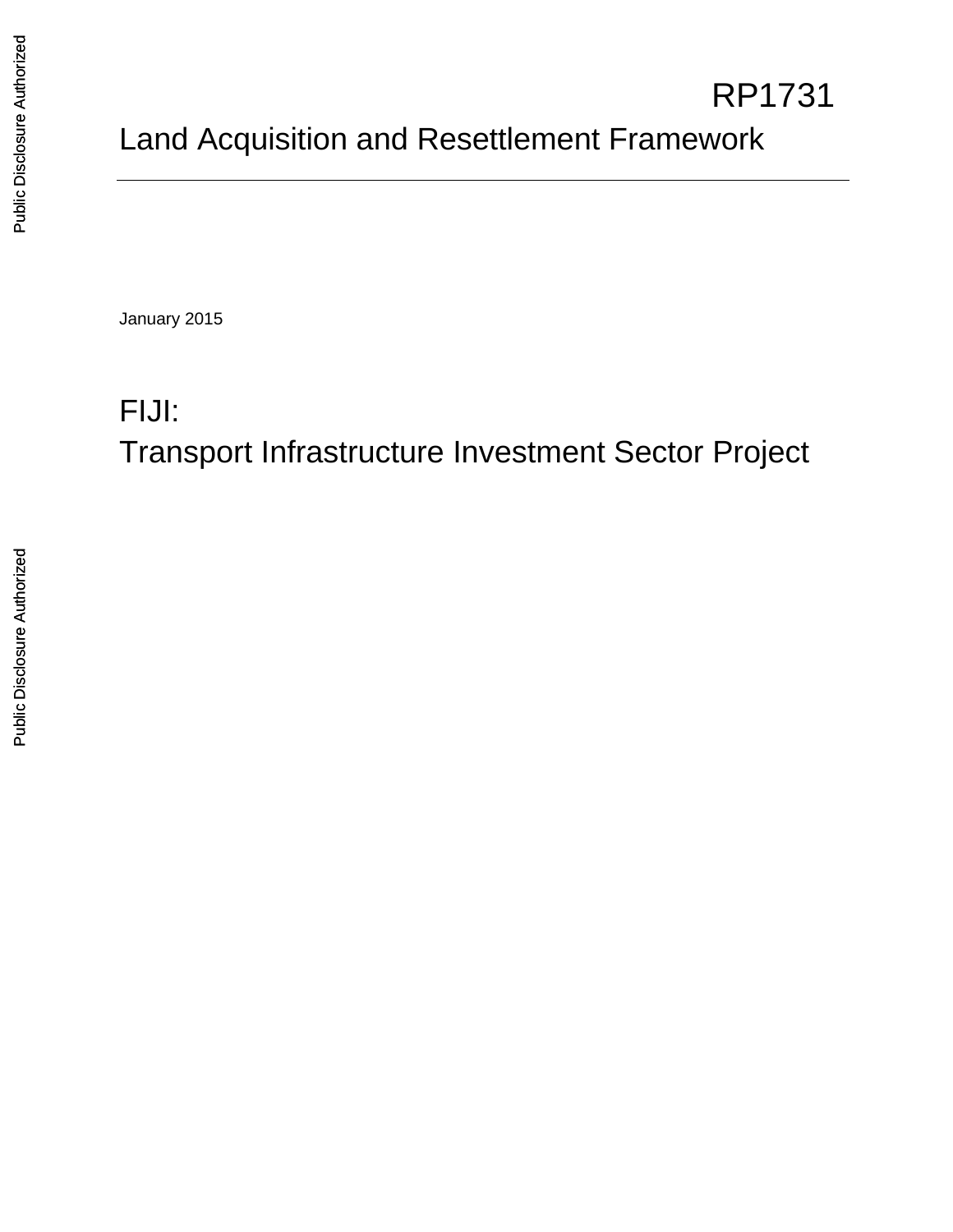RP1731

# Land Acquisition and Resettlement Framework

January 2015

# FIJI:
# Transport Infrastructure Investment Sector Project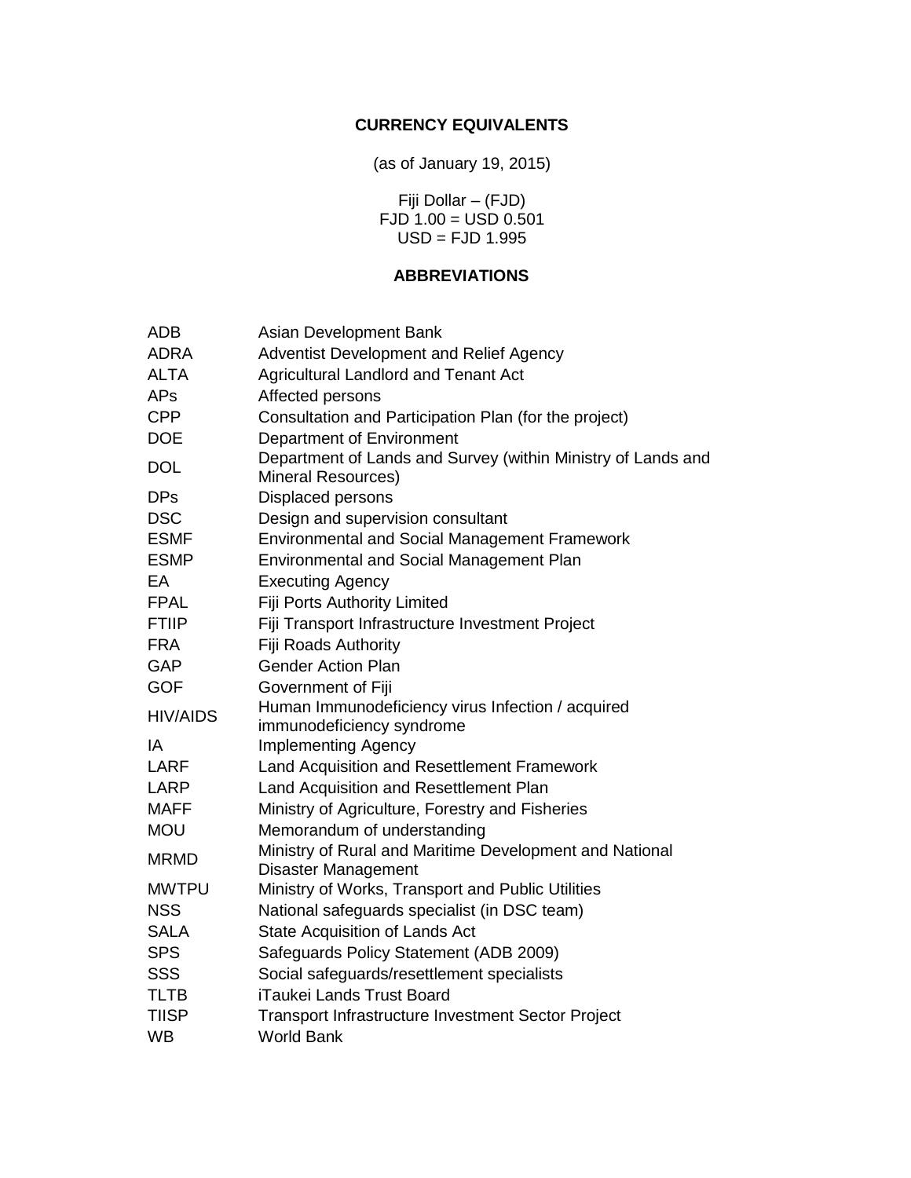## CURRENCY EQUIVALENTS

(as of January 19, 2015)

Fiji Dollar – (FJD)
FJD 1.00 = USD 0.501
USD = FJD 1.995

## ABBREVIATIONS

| | |
|---|---|
| ADB | Asian Development Bank |
| ADRA | Adventist Development and Relief Agency |
| ALTA | Agricultural Landlord and Tenant Act |
| APs | Affected persons |
| CPP | Consultation and Participation Plan (for the project) |
| DOE | Department of Environment |
| DOL | Department of Lands and Survey (within Ministry of Lands and Mineral Resources) |
| DPs | Displaced persons |
| DSC | Design and supervision consultant |
| ESMF | Environmental and Social Management Framework |
| ESMP | Environmental and Social Management Plan |
| EA | Executing Agency |
| FPAL | Fiji Ports Authority Limited |
| FTIIP | Fiji Transport Infrastructure Investment Project |
| FRA | Fiji Roads Authority |
| GAP | Gender Action Plan |
| GOF | Government of Fiji |
| HIV/AIDS | Human Immunodeficiency virus Infection / acquired immunodeficiency syndrome |
| IA | Implementing Agency |
| LARF | Land Acquisition and Resettlement Framework |
| LARP | Land Acquisition and Resettlement Plan |
| MAFF | Ministry of Agriculture, Forestry and Fisheries |
| MOU | Memorandum of understanding |
| MRMD | Ministry of Rural and Maritime Development and National Disaster Management |
| MWTPU | Ministry of Works, Transport and Public Utilities |
| NSS | National safeguards specialist (in DSC team) |
| SALA | State Acquisition of Lands Act |
| SPS | Safeguards Policy Statement (ADB 2009) |
| SSS | Social safeguards/resettlement specialists |
| TLTB | iTaukei Lands Trust Board |
| TIISP | Transport Infrastructure Investment Sector Project |
| WB | World Bank |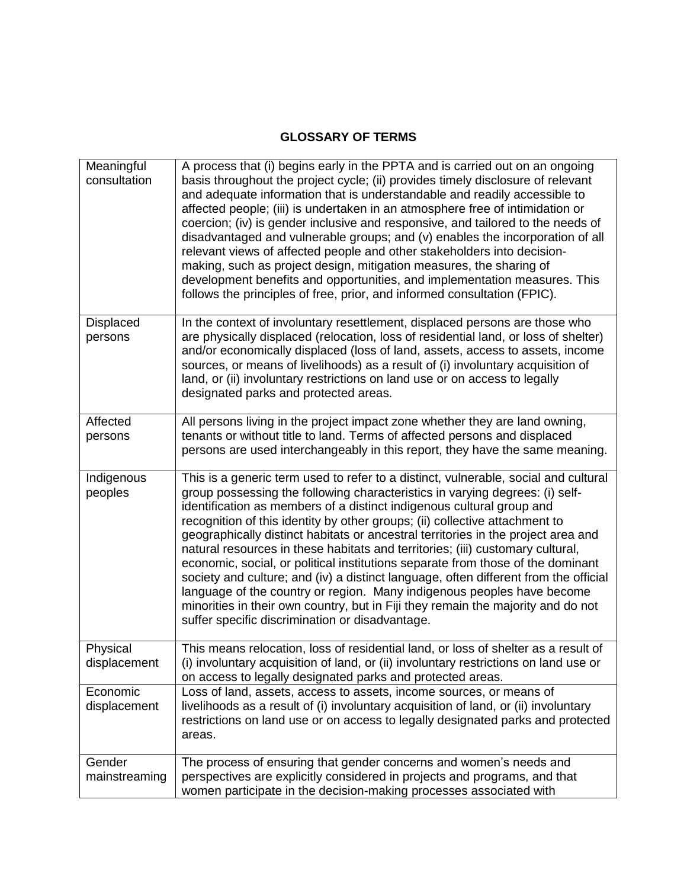## GLOSSARY OF TERMS

| | |
|---|---|
| Meaningful consultation | A process that (i) begins early in the PPTA and is carried out on an ongoing basis throughout the project cycle; (ii) provides timely disclosure of relevant and adequate information that is understandable and readily accessible to affected people; (iii) is undertaken in an atmosphere free of intimidation or coercion; (iv) is gender inclusive and responsive, and tailored to the needs of disadvantaged and vulnerable groups; and (v) enables the incorporation of all relevant views of affected people and other stakeholders into decision-making, such as project design, mitigation measures, the sharing of development benefits and opportunities, and implementation measures. This follows the principles of free, prior, and informed consultation (FPIC). |
| Displaced persons | In the context of involuntary resettlement, displaced persons are those who are physically displaced (relocation, loss of residential land, or loss of shelter) and/or economically displaced (loss of land, assets, access to assets, income sources, or means of livelihoods) as a result of (i) involuntary acquisition of land, or (ii) involuntary restrictions on land use or on access to legally designated parks and protected areas. |
| Affected persons | All persons living in the project impact zone whether they are land owning, tenants or without title to land. Terms of affected persons and displaced persons are used interchangeably in this report, they have the same meaning. |
| Indigenous peoples | This is a generic term used to refer to a distinct, vulnerable, social and cultural group possessing the following characteristics in varying degrees: (i) self-identification as members of a distinct indigenous cultural group and recognition of this identity by other groups; (ii) collective attachment to geographically distinct habitats or ancestral territories in the project area and natural resources in these habitats and territories; (iii) customary cultural, economic, social, or political institutions separate from those of the dominant society and culture; and (iv) a distinct language, often different from the official language of the country or region. Many indigenous peoples have become minorities in their own country, but in Fiji they remain the majority and do not suffer specific discrimination or disadvantage. |
| Physical displacement | This means relocation, loss of residential land, or loss of shelter as a result of (i) involuntary acquisition of land, or (ii) involuntary restrictions on land use or on access to legally designated parks and protected areas. |
| Economic displacement | Loss of land, assets, access to assets, income sources, or means of livelihoods as a result of (i) involuntary acquisition of land, or (ii) involuntary restrictions on land use or on access to legally designated parks and protected areas. |
| Gender mainstreaming | The process of ensuring that gender concerns and women's needs and perspectives are explicitly considered in projects and programs, and that women participate in the decision-making processes associated with |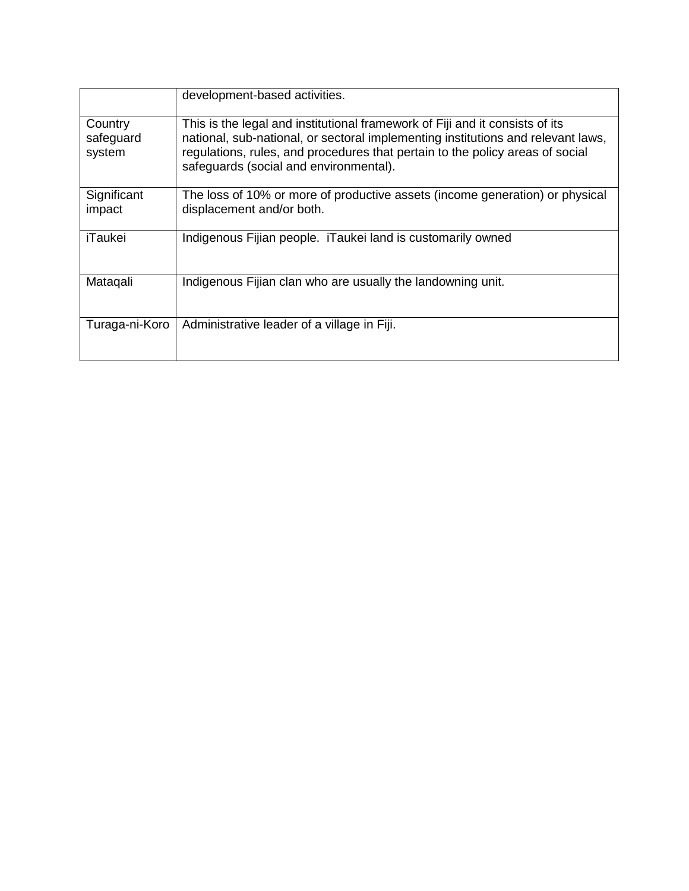| | |
|---|---|
| | development-based activities. |
| Country safeguard system | This is the legal and institutional framework of Fiji and it consists of its national, sub-national, or sectoral implementing institutions and relevant laws, regulations, rules, and procedures that pertain to the policy areas of social safeguards (social and environmental). |
| Significant impact | The loss of 10% or more of productive assets (income generation) or physical displacement and/or both. |
| iTaukei | Indigenous Fijian people. iTaukei land is customarily owned |
| Mataqali | Indigenous Fijian clan who are usually the landowning unit. |
| Turaga-ni-Koro | Administrative leader of a village in Fiji. |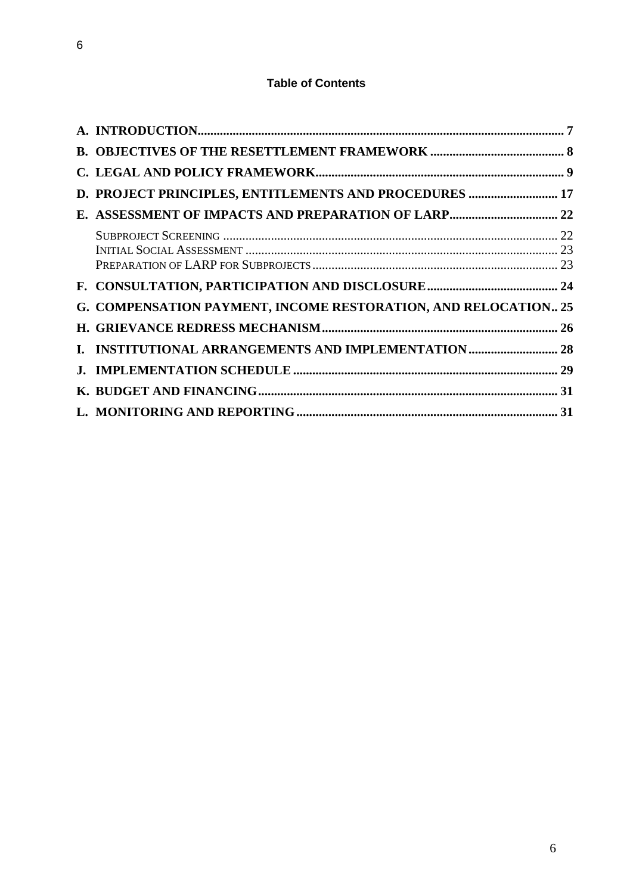## Table of Contents

- A. INTRODUCTION .................................................................................................................. 7
- B. OBJECTIVES OF THE RESETTLEMENT FRAMEWORK .......................................... 8
- C. LEGAL AND POLICY FRAMEWORK ............................................................................. 9
- D. PROJECT PRINCIPLES, ENTITLEMENTS AND PROCEDURES ............................ 17
- E. ASSESSMENT OF IMPACTS AND PREPARATION OF LARP .................................. 22
  - SUBPROJECT SCREENING ........................................................................................... 22
  - INITIAL SOCIAL ASSESSMENT .................................................................................. 23
  - PREPARATION OF LARP FOR SUBPROJECTS .......................................................... 23
- F. CONSULTATION, PARTICIPATION AND DISCLOSURE ......................................... 24
- G. COMPENSATION PAYMENT, INCOME RESTORATION, AND RELOCATION .. 25
- H. GRIEVANCE REDRESS MECHANISM ......................................................................... 26
- I. INSTITUTIONAL ARRANGEMENTS AND IMPLEMENTATION ............................ 28
- J. IMPLEMENTATION SCHEDULE .................................................................................. 29
- K. BUDGET AND FINANCING ............................................................................................ 31
- L. MONITORING AND REPORTING ................................................................................. 31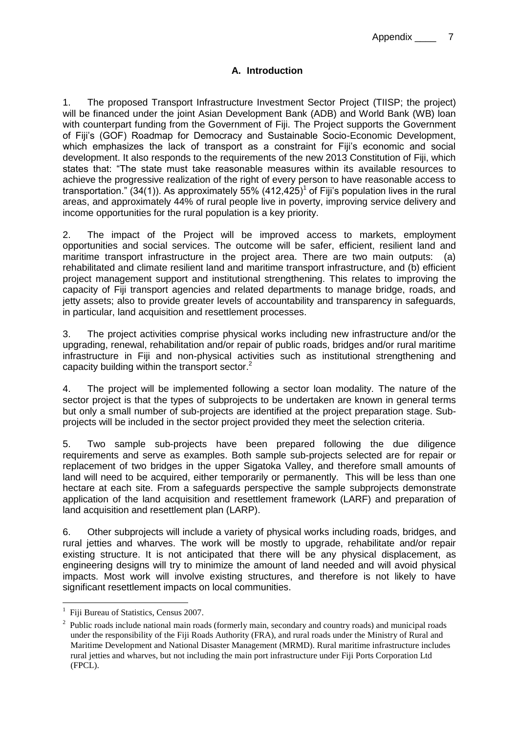## A. Introduction

1. The proposed Transport Infrastructure Investment Sector Project (TIISP; the project) will be financed under the joint Asian Development Bank (ADB) and World Bank (WB) loan with counterpart funding from the Government of Fiji. The Project supports the Government of Fiji's (GOF) Roadmap for Democracy and Sustainable Socio-Economic Development, which emphasizes the lack of transport as a constraint for Fiji's economic and social development. It also responds to the requirements of the new 2013 Constitution of Fiji, which states that: "The state must take reasonable measures within its available resources to achieve the progressive realization of the right of every person to have reasonable access to transportation." (34(1)). As approximately 55% (412,425)[1] of Fiji's population lives in the rural areas, and approximately 44% of rural people live in poverty, improving service delivery and income opportunities for the rural population is a key priority.

2. The impact of the Project will be improved access to markets, employment opportunities and social services. The outcome will be safer, efficient, resilient land and maritime transport infrastructure in the project area. There are two main outputs: (a) rehabilitated and climate resilient land and maritime transport infrastructure, and (b) efficient project management support and institutional strengthening. This relates to improving the capacity of Fiji transport agencies and related departments to manage bridge, roads, and jetty assets; also to provide greater levels of accountability and transparency in safeguards, in particular, land acquisition and resettlement processes.

3. The project activities comprise physical works including new infrastructure and/or the upgrading, renewal, rehabilitation and/or repair of public roads, bridges and/or rural maritime infrastructure in Fiji and non-physical activities such as institutional strengthening and capacity building within the transport sector.[2]

4. The project will be implemented following a sector loan modality. The nature of the sector project is that the types of subprojects to be undertaken are known in general terms but only a small number of sub-projects are identified at the project preparation stage. Sub-projects will be included in the sector project provided they meet the selection criteria.

5. Two sample sub-projects have been prepared following the due diligence requirements and serve as examples. Both sample sub-projects selected are for repair or replacement of two bridges in the upper Sigatoka Valley, and therefore small amounts of land will need to be acquired, either temporarily or permanently. This will be less than one hectare at each site. From a safeguards perspective the sample subprojects demonstrate application of the land acquisition and resettlement framework (LARF) and preparation of land acquisition and resettlement plan (LARP).

6. Other subprojects will include a variety of physical works including roads, bridges, and rural jetties and wharves. The work will be mostly to upgrade, rehabilitate and/or repair existing structure. It is not anticipated that there will be any physical displacement, as engineering designs will try to minimize the amount of land needed and will avoid physical impacts. Most work will involve existing structures, and therefore is not likely to have significant resettlement impacts on local communities.

---

[1] Fiji Bureau of Statistics, Census 2007.

[2] Public roads include national main roads (formerly main, secondary and country roads) and municipal roads under the responsibility of the Fiji Roads Authority (FRA), and rural roads under the Ministry of Rural and Maritime Development and National Disaster Management (MRMD). Rural maritime infrastructure includes rural jetties and wharves, but not including the main port infrastructure under Fiji Ports Corporation Ltd (FPCL).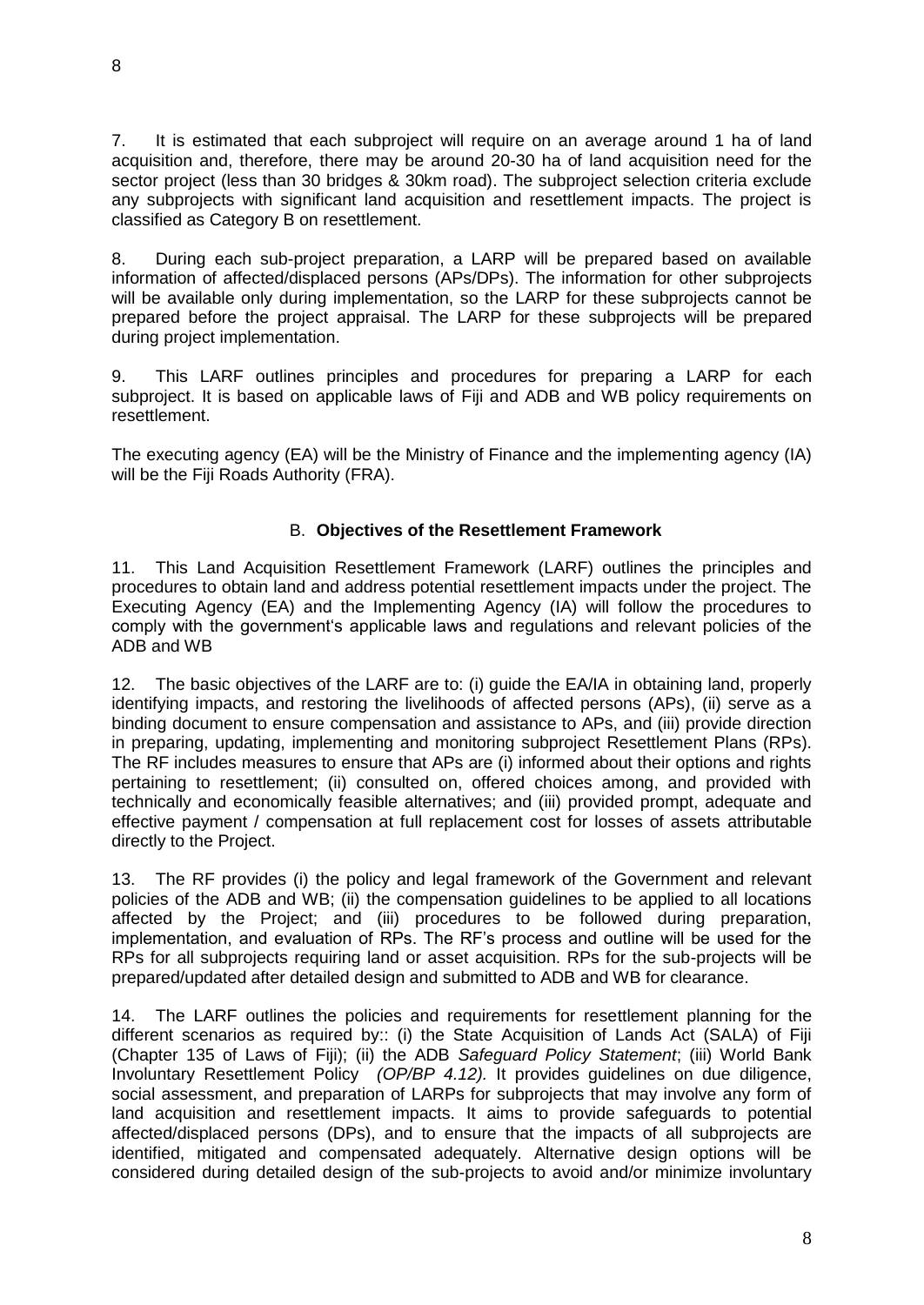7. It is estimated that each subproject will require on an average around 1 ha of land acquisition and, therefore, there may be around 20-30 ha of land acquisition need for the sector project (less than 30 bridges & 30km road). The subproject selection criteria exclude any subprojects with significant land acquisition and resettlement impacts. The project is classified as Category B on resettlement.

8. During each sub-project preparation, a LARP will be prepared based on available information of affected/displaced persons (APs/DPs). The information for other subprojects will be available only during implementation, so the LARP for these subprojects cannot be prepared before the project appraisal. The LARP for these subprojects will be prepared during project implementation.

9. This LARF outlines principles and procedures for preparing a LARP for each subproject. It is based on applicable laws of Fiji and ADB and WB policy requirements on resettlement.

The executing agency (EA) will be the Ministry of Finance and the implementing agency (IA) will be the Fiji Roads Authority (FRA).

## B. **Objectives of the Resettlement Framework**

11. This Land Acquisition Resettlement Framework (LARF) outlines the principles and procedures to obtain land and address potential resettlement impacts under the project. The Executing Agency (EA) and the Implementing Agency (IA) will follow the procedures to comply with the government's applicable laws and regulations and relevant policies of the ADB and WB

12. The basic objectives of the LARF are to: (i) guide the EA/IA in obtaining land, properly identifying impacts, and restoring the livelihoods of affected persons (APs), (ii) serve as a binding document to ensure compensation and assistance to APs, and (iii) provide direction in preparing, updating, implementing and monitoring subproject Resettlement Plans (RPs). The RF includes measures to ensure that APs are (i) informed about their options and rights pertaining to resettlement; (ii) consulted on, offered choices among, and provided with technically and economically feasible alternatives; and (iii) provided prompt, adequate and effective payment / compensation at full replacement cost for losses of assets attributable directly to the Project.

13. The RF provides (i) the policy and legal framework of the Government and relevant policies of the ADB and WB; (ii) the compensation guidelines to be applied to all locations affected by the Project; and (iii) procedures to be followed during preparation, implementation, and evaluation of RPs. The RF's process and outline will be used for the RPs for all subprojects requiring land or asset acquisition. RPs for the sub-projects will be prepared/updated after detailed design and submitted to ADB and WB for clearance.

14. The LARF outlines the policies and requirements for resettlement planning for the different scenarios as required by:: (i) the State Acquisition of Lands Act (SALA) of Fiji (Chapter 135 of Laws of Fiji); (ii) the ADB *Safeguard Policy Statement*; (iii) World Bank Involuntary Resettlement Policy *(OP/BP 4.12).* It provides guidelines on due diligence, social assessment, and preparation of LARPs for subprojects that may involve any form of land acquisition and resettlement impacts. It aims to provide safeguards to potential affected/displaced persons (DPs), and to ensure that the impacts of all subprojects are identified, mitigated and compensated adequately. Alternative design options will be considered during detailed design of the sub-projects to avoid and/or minimize involuntary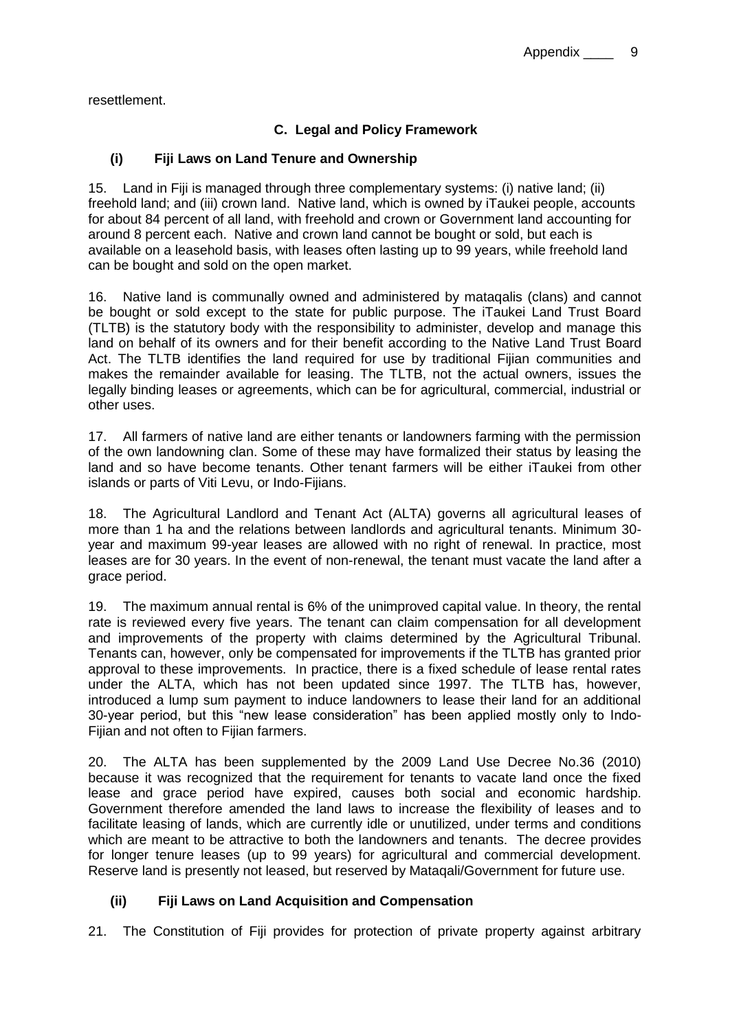resettlement.

### C. Legal and Policy Framework

#### (i) Fiji Laws on Land Tenure and Ownership

15. Land in Fiji is managed through three complementary systems: (i) native land; (ii) freehold land; and (iii) crown land. Native land, which is owned by iTaukei people, accounts for about 84 percent of all land, with freehold and crown or Government land accounting for around 8 percent each. Native and crown land cannot be bought or sold, but each is available on a leasehold basis, with leases often lasting up to 99 years, while freehold land can be bought and sold on the open market.

16. Native land is communally owned and administered by mataqalis (clans) and cannot be bought or sold except to the state for public purpose. The iTaukei Land Trust Board (TLTB) is the statutory body with the responsibility to administer, develop and manage this land on behalf of its owners and for their benefit according to the Native Land Trust Board Act. The TLTB identifies the land required for use by traditional Fijian communities and makes the remainder available for leasing. The TLTB, not the actual owners, issues the legally binding leases or agreements, which can be for agricultural, commercial, industrial or other uses.

17. All farmers of native land are either tenants or landowners farming with the permission of the own landowning clan. Some of these may have formalized their status by leasing the land and so have become tenants. Other tenant farmers will be either iTaukei from other islands or parts of Viti Levu, or Indo-Fijians.

18. The Agricultural Landlord and Tenant Act (ALTA) governs all agricultural leases of more than 1 ha and the relations between landlords and agricultural tenants. Minimum 30-year and maximum 99-year leases are allowed with no right of renewal. In practice, most leases are for 30 years. In the event of non-renewal, the tenant must vacate the land after a grace period.

19. The maximum annual rental is 6% of the unimproved capital value. In theory, the rental rate is reviewed every five years. The tenant can claim compensation for all development and improvements of the property with claims determined by the Agricultural Tribunal. Tenants can, however, only be compensated for improvements if the TLTB has granted prior approval to these improvements. In practice, there is a fixed schedule of lease rental rates under the ALTA, which has not been updated since 1997. The TLTB has, however, introduced a lump sum payment to induce landowners to lease their land for an additional 30-year period, but this "new lease consideration" has been applied mostly only to Indo-Fijian and not often to Fijian farmers.

20. The ALTA has been supplemented by the 2009 Land Use Decree No.36 (2010) because it was recognized that the requirement for tenants to vacate land once the fixed lease and grace period have expired, causes both social and economic hardship. Government therefore amended the land laws to increase the flexibility of leases and to facilitate leasing of lands, which are currently idle or unutilized, under terms and conditions which are meant to be attractive to both the landowners and tenants. The decree provides for longer tenure leases (up to 99 years) for agricultural and commercial development. Reserve land is presently not leased, but reserved by Mataqali/Government for future use.

#### (ii) Fiji Laws on Land Acquisition and Compensation

21. The Constitution of Fiji provides for protection of private property against arbitrary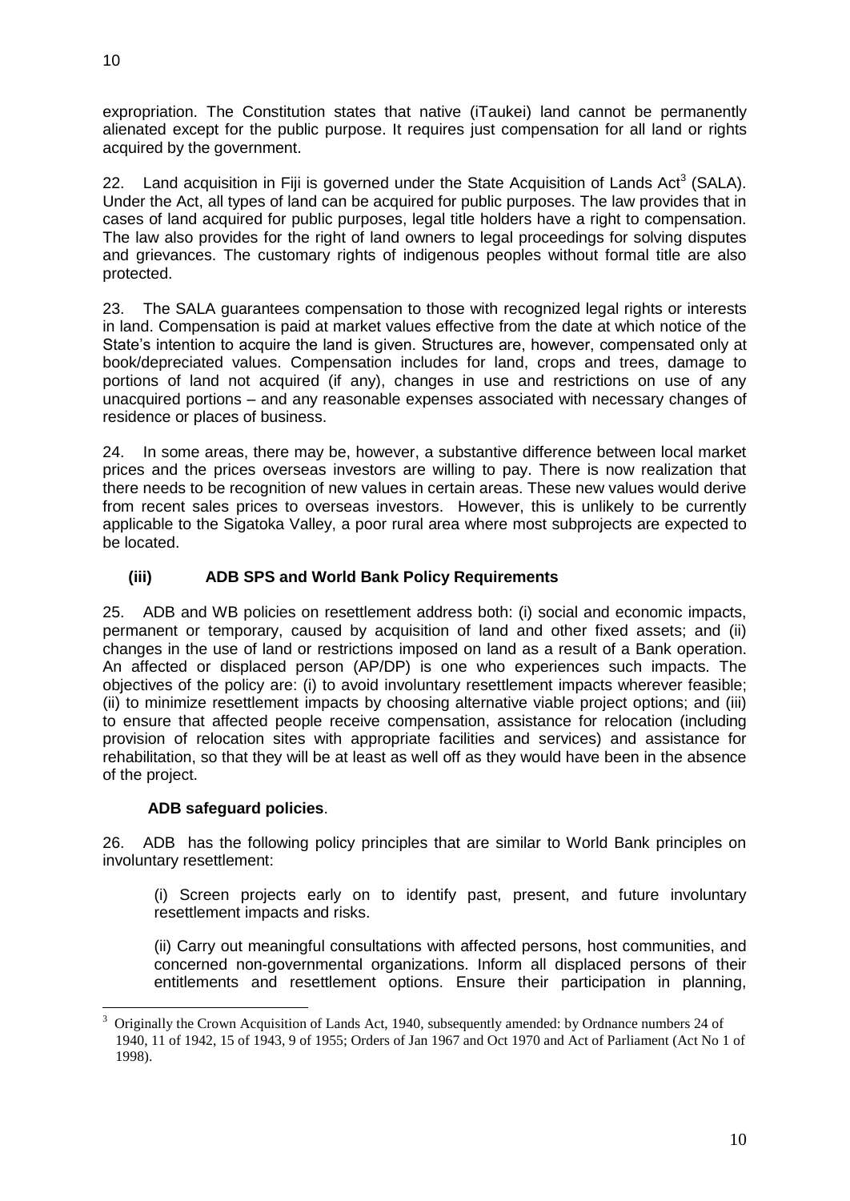expropriation. The Constitution states that native (iTaukei) land cannot be permanently alienated except for the public purpose. It requires just compensation for all land or rights acquired by the government.

22. Land acquisition in Fiji is governed under the State Acquisition of Lands Act[3] (SALA). Under the Act, all types of land can be acquired for public purposes. The law provides that in cases of land acquired for public purposes, legal title holders have a right to compensation. The law also provides for the right of land owners to legal proceedings for solving disputes and grievances. The customary rights of indigenous peoples without formal title are also protected.

23. The SALA guarantees compensation to those with recognized legal rights or interests in land. Compensation is paid at market values effective from the date at which notice of the State's intention to acquire the land is given. Structures are, however, compensated only at book/depreciated values. Compensation includes for land, crops and trees, damage to portions of land not acquired (if any), changes in use and restrictions on use of any unacquired portions – and any reasonable expenses associated with necessary changes of residence or places of business.

24. In some areas, there may be, however, a substantive difference between local market prices and the prices overseas investors are willing to pay. There is now realization that there needs to be recognition of new values in certain areas. These new values would derive from recent sales prices to overseas investors. However, this is unlikely to be currently applicable to the Sigatoka Valley, a poor rural area where most subprojects are expected to be located.

### (iii) ADB SPS and World Bank Policy Requirements

25. ADB and WB policies on resettlement address both: (i) social and economic impacts, permanent or temporary, caused by acquisition of land and other fixed assets; and (ii) changes in the use of land or restrictions imposed on land as a result of a Bank operation. An affected or displaced person (AP/DP) is one who experiences such impacts. The objectives of the policy are: (i) to avoid involuntary resettlement impacts wherever feasible; (ii) to minimize resettlement impacts by choosing alternative viable project options; and (iii) to ensure that affected people receive compensation, assistance for relocation (including provision of relocation sites with appropriate facilities and services) and assistance for rehabilitation, so that they will be at least as well off as they would have been in the absence of the project.

**ADB safeguard policies**.

26. ADB has the following policy principles that are similar to World Bank principles on involuntary resettlement:

(i) Screen projects early on to identify past, present, and future involuntary resettlement impacts and risks.

(ii) Carry out meaningful consultations with affected persons, host communities, and concerned non-governmental organizations. Inform all displaced persons of their entitlements and resettlement options. Ensure their participation in planning,

[3] Originally the Crown Acquisition of Lands Act, 1940, subsequently amended: by Ordnance numbers 24 of 1940, 11 of 1942, 15 of 1943, 9 of 1955; Orders of Jan 1967 and Oct 1970 and Act of Parliament (Act No 1 of 1998).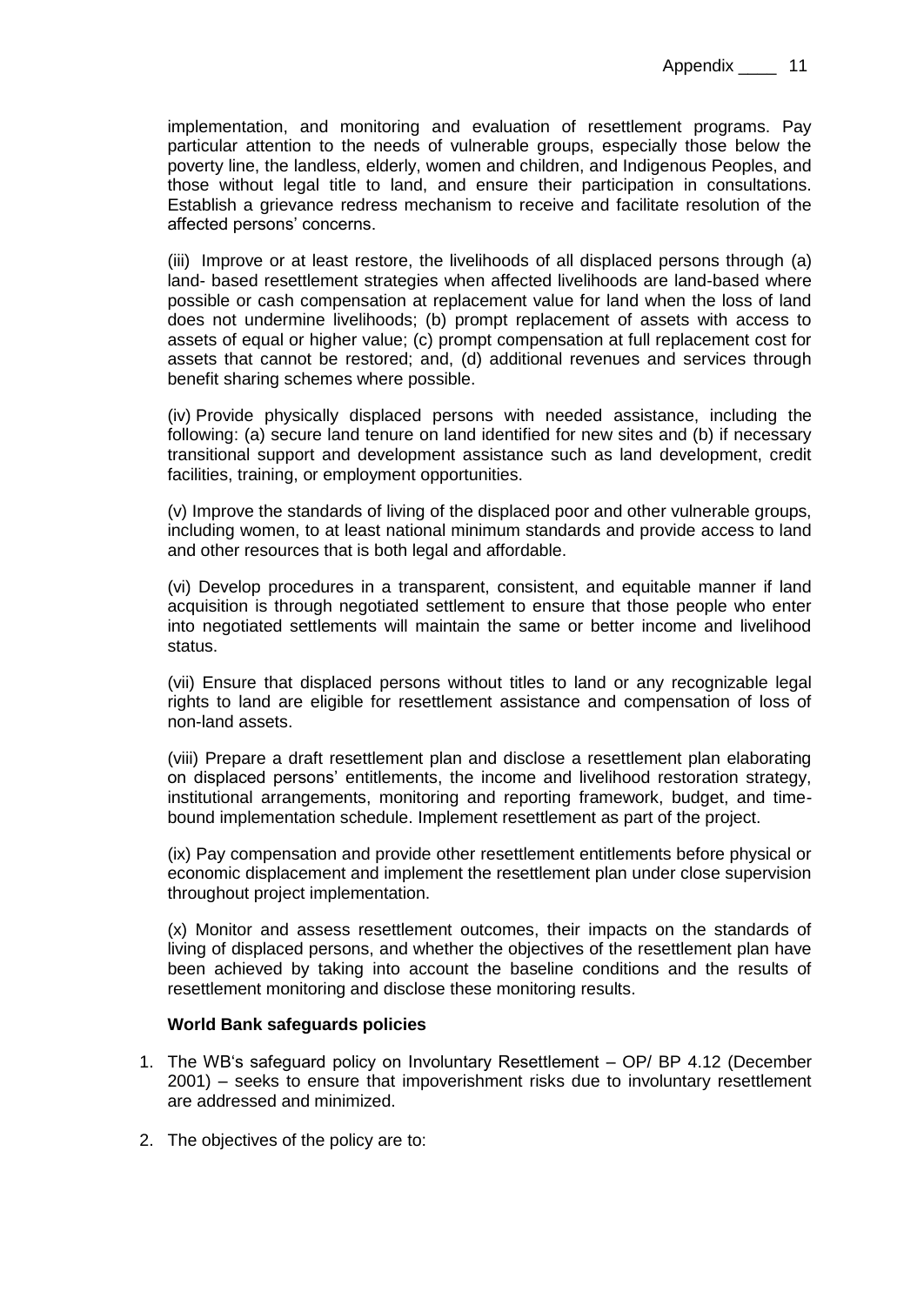implementation, and monitoring and evaluation of resettlement programs. Pay particular attention to the needs of vulnerable groups, especially those below the poverty line, the landless, elderly, women and children, and Indigenous Peoples, and those without legal title to land, and ensure their participation in consultations. Establish a grievance redress mechanism to receive and facilitate resolution of the affected persons' concerns.

(iii) Improve or at least restore, the livelihoods of all displaced persons through (a) land- based resettlement strategies when affected livelihoods are land-based where possible or cash compensation at replacement value for land when the loss of land does not undermine livelihoods; (b) prompt replacement of assets with access to assets of equal or higher value; (c) prompt compensation at full replacement cost for assets that cannot be restored; and, (d) additional revenues and services through benefit sharing schemes where possible.

(iv) Provide physically displaced persons with needed assistance, including the following: (a) secure land tenure on land identified for new sites and (b) if necessary transitional support and development assistance such as land development, credit facilities, training, or employment opportunities.

(v) Improve the standards of living of the displaced poor and other vulnerable groups, including women, to at least national minimum standards and provide access to land and other resources that is both legal and affordable.

(vi) Develop procedures in a transparent, consistent, and equitable manner if land acquisition is through negotiated settlement to ensure that those people who enter into negotiated settlements will maintain the same or better income and livelihood status.

(vii) Ensure that displaced persons without titles to land or any recognizable legal rights to land are eligible for resettlement assistance and compensation of loss of non-land assets.

(viii) Prepare a draft resettlement plan and disclose a resettlement plan elaborating on displaced persons' entitlements, the income and livelihood restoration strategy, institutional arrangements, monitoring and reporting framework, budget, and time-bound implementation schedule. Implement resettlement as part of the project.

(ix) Pay compensation and provide other resettlement entitlements before physical or economic displacement and implement the resettlement plan under close supervision throughout project implementation.

(x) Monitor and assess resettlement outcomes, their impacts on the standards of living of displaced persons, and whether the objectives of the resettlement plan have been achieved by taking into account the baseline conditions and the results of resettlement monitoring and disclose these monitoring results.

**World Bank safeguards policies**

1. The WB's safeguard policy on Involuntary Resettlement – OP/ BP 4.12 (December 2001) – seeks to ensure that impoverishment risks due to involuntary resettlement are addressed and minimized.

2. The objectives of the policy are to: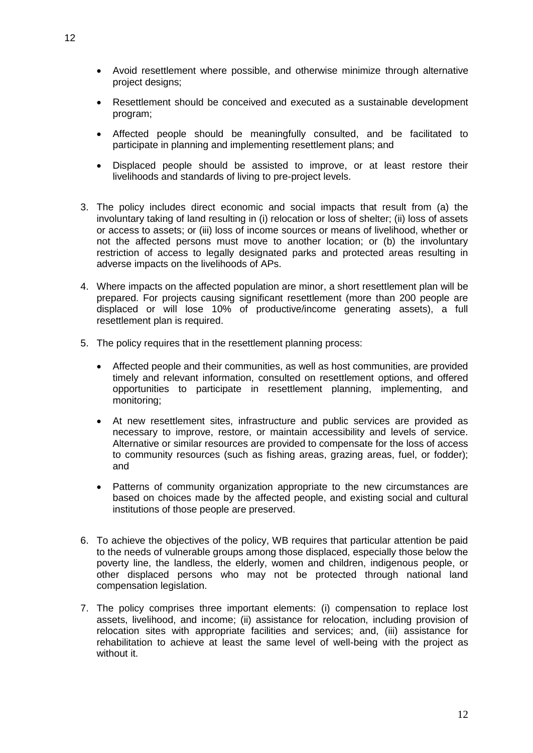- Avoid resettlement where possible, and otherwise minimize through alternative project designs;
- Resettlement should be conceived and executed as a sustainable development program;
- Affected people should be meaningfully consulted, and be facilitated to participate in planning and implementing resettlement plans; and
- Displaced people should be assisted to improve, or at least restore their livelihoods and standards of living to pre-project levels.

3. The policy includes direct economic and social impacts that result from (a) the involuntary taking of land resulting in (i) relocation or loss of shelter; (ii) loss of assets or access to assets; or (iii) loss of income sources or means of livelihood, whether or not the affected persons must move to another location; or (b) the involuntary restriction of access to legally designated parks and protected areas resulting in adverse impacts on the livelihoods of APs.

4. Where impacts on the affected population are minor, a short resettlement plan will be prepared. For projects causing significant resettlement (more than 200 people are displaced or will lose 10% of productive/income generating assets), a full resettlement plan is required.

5. The policy requires that in the resettlement planning process:

   - Affected people and their communities, as well as host communities, are provided timely and relevant information, consulted on resettlement options, and offered opportunities to participate in resettlement planning, implementing, and monitoring;
   - At new resettlement sites, infrastructure and public services are provided as necessary to improve, restore, or maintain accessibility and levels of service. Alternative or similar resources are provided to compensate for the loss of access to community resources (such as fishing areas, grazing areas, fuel, or fodder); and
   - Patterns of community organization appropriate to the new circumstances are based on choices made by the affected people, and existing social and cultural institutions of those people are preserved.

6. To achieve the objectives of the policy, WB requires that particular attention be paid to the needs of vulnerable groups among those displaced, especially those below the poverty line, the landless, the elderly, women and children, indigenous people, or other displaced persons who may not be protected through national land compensation legislation.

7. The policy comprises three important elements: (i) compensation to replace lost assets, livelihood, and income; (ii) assistance for relocation, including provision of relocation sites with appropriate facilities and services; and, (iii) assistance for rehabilitation to achieve at least the same level of well-being with the project as without it.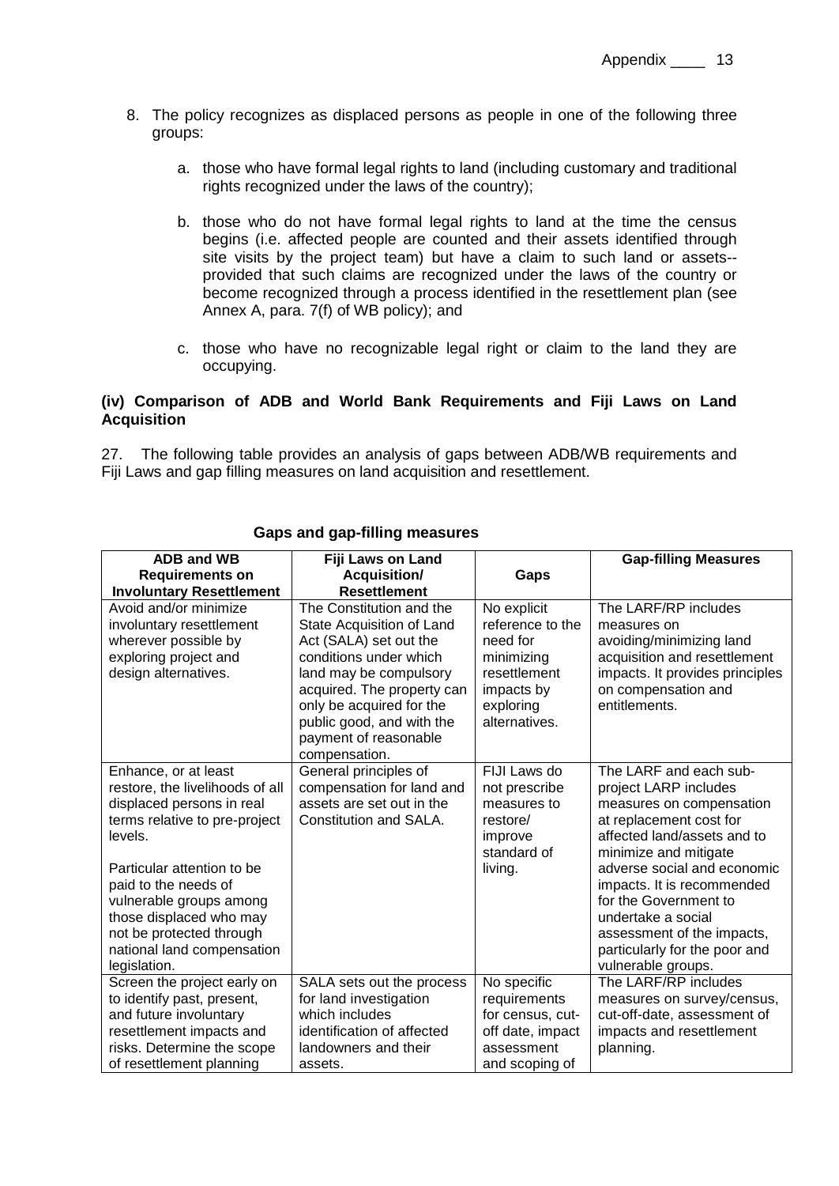8. The policy recognizes as displaced persons as people in one of the following three groups:

   a. those who have formal legal rights to land (including customary and traditional rights recognized under the laws of the country);

   b. those who do not have formal legal rights to land at the time the census begins (i.e. affected people are counted and their assets identified through site visits by the project team) but have a claim to such land or assets--provided that such claims are recognized under the laws of the country or become recognized through a process identified in the resettlement plan (see Annex A, para. 7(f) of WB policy); and

   c. those who have no recognizable legal right or claim to the land they are occupying.

**(iv) Comparison of ADB and World Bank Requirements and Fiji Laws on Land Acquisition**

27. The following table provides an analysis of gaps between ADB/WB requirements and Fiji Laws and gap filling measures on land acquisition and resettlement.

**Gaps and gap-filling measures**

| ADB and WB Requirements on Involuntary Resettlement | Fiji Laws on Land Acquisition/ Resettlement | Gaps | Gap-filling Measures |
|---|---|---|---|
| Avoid and/or minimize involuntary resettlement wherever possible by exploring project and design alternatives. | The Constitution and the State Acquisition of Land Act (SALA) set out the conditions under which land may be compulsory acquired. The property can only be acquired for the public good, and with the payment of reasonable compensation. | No explicit reference to the need for minimizing resettlement impacts by exploring alternatives. | The LARF/RP includes measures on avoiding/minimizing land acquisition and resettlement impacts. It provides principles on compensation and entitlements. |
| Enhance, or at least restore, the livelihoods of all displaced persons in real terms relative to pre-project levels.<br><br>Particular attention to be paid to the needs of vulnerable groups among those displaced who may not be protected through national land compensation legislation. | General principles of compensation for land and assets are set out in the Constitution and SALA. | FIJI Laws do not prescribe measures to restore/ improve standard of living. | The LARF and each sub-project LARP includes measures on compensation at replacement cost for affected land/assets and to minimize and mitigate adverse social and economic impacts. It is recommended for the Government to undertake a social assessment of the impacts, particularly for the poor and vulnerable groups. |
| Screen the project early on to identify past, present, and future involuntary resettlement impacts and risks. Determine the scope of resettlement planning | SALA sets out the process for land investigation which includes identification of affected landowners and their assets. | No specific requirements for census, cut-off date, impact assessment and scoping of | The LARF/RP includes measures on survey/census, cut-off-date, assessment of impacts and resettlement planning. |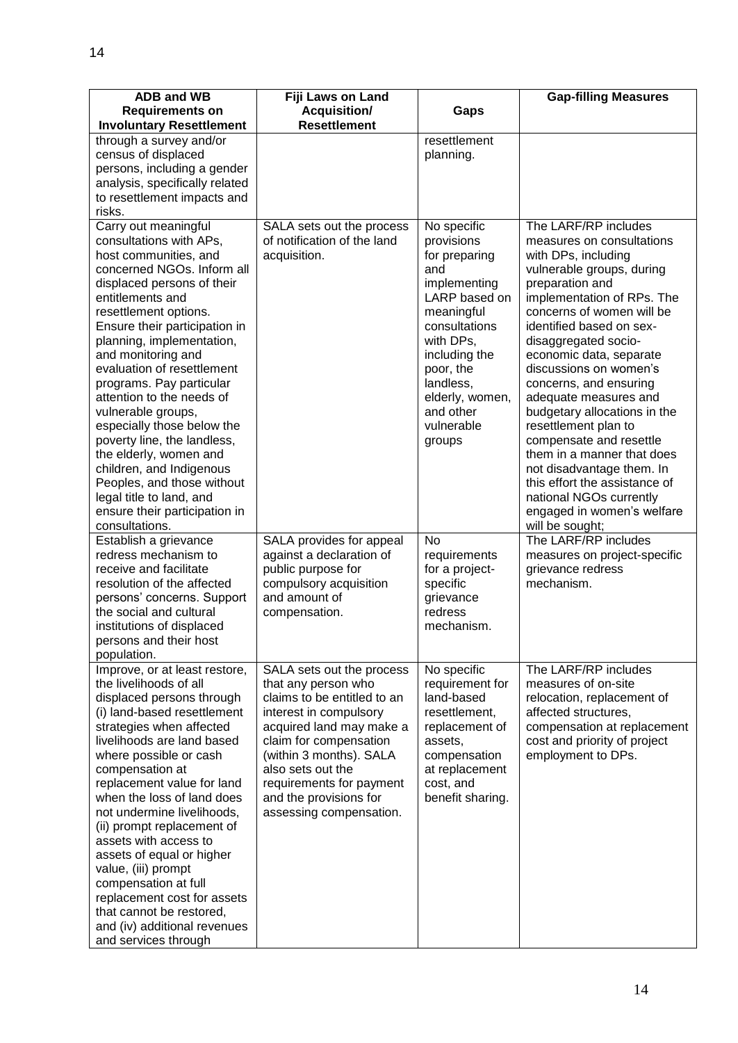| ADB and WB Requirements on Involuntary Resettlement | Fiji Laws on Land Acquisition/ Resettlement | Gaps | Gap-filling Measures |
|---|---|---|---|
| through a survey and/or census of displaced persons, including a gender analysis, specifically related to resettlement impacts and risks. | | resettlement planning. | |
| Carry out meaningful consultations with APs, host communities, and concerned NGOs. Inform all displaced persons of their entitlements and resettlement options. Ensure their participation in planning, implementation, and monitoring and evaluation of resettlement programs. Pay particular attention to the needs of vulnerable groups, especially those below the poverty line, the landless, the elderly, women and children, and Indigenous Peoples, and those without legal title to land, and ensure their participation in consultations. | SALA sets out the process of notification of the land acquisition. | No specific provisions for preparing and implementing LARP based on meaningful consultations with DPs, including the poor, the landless, elderly, women, and other vulnerable groups | The LARF/RP includes measures on consultations with DPs, including vulnerable groups, during preparation and implementation of RPs. The concerns of women will be identified based on sex-disaggregated socio-economic data, separate discussions on women's concerns, and ensuring adequate measures and budgetary allocations in the resettlement plan to compensate and resettle them in a manner that does not disadvantage them. In this effort the assistance of national NGOs currently engaged in women's welfare will be sought; |
| Establish a grievance redress mechanism to receive and facilitate resolution of the affected persons' concerns. Support the social and cultural institutions of displaced persons and their host population. | SALA provides for appeal against a declaration of public purpose for compulsory acquisition and amount of compensation. | No requirements for a project-specific grievance redress mechanism. | The LARF/RP includes measures on project-specific grievance redress mechanism. |
| Improve, or at least restore, the livelihoods of all displaced persons through (i) land-based resettlement strategies when affected livelihoods are land based where possible or cash compensation at replacement value for land when the loss of land does not undermine livelihoods, (ii) prompt replacement of assets with access to assets of equal or higher value, (iii) prompt compensation at full replacement cost for assets that cannot be restored, and (iv) additional revenues and services through | SALA sets out the process that any person who claims to be entitled to an interest in compulsory acquired land may make a claim for compensation (within 3 months). SALA also sets out the requirements for payment and the provisions for assessing compensation. | No specific requirement for land-based resettlement, replacement of assets, compensation at replacement cost, and benefit sharing. | The LARF/RP includes measures of on-site relocation, replacement of affected structures, compensation at replacement cost and priority of project employment to DPs. |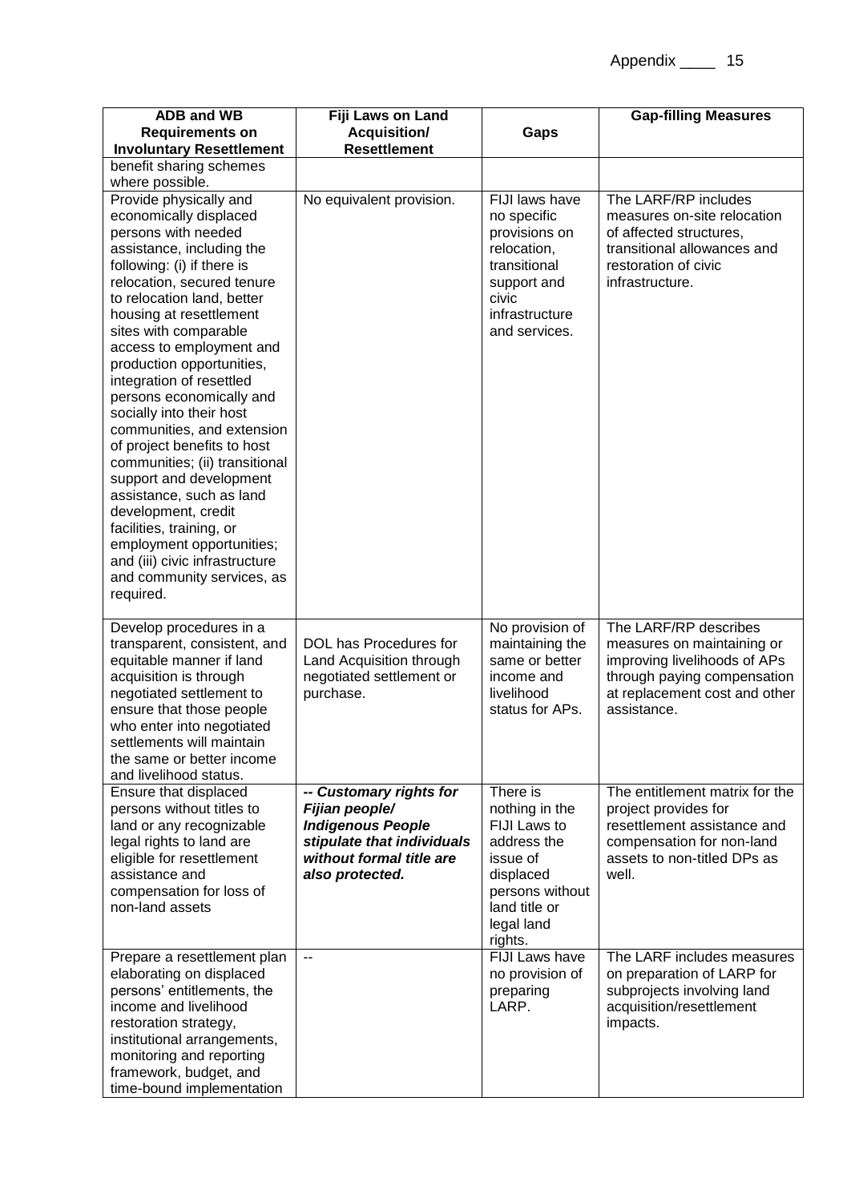| ADB and WB Requirements on Involuntary Resettlement | Fiji Laws on Land Acquisition/ Resettlement | Gaps | Gap-filling Measures |
|---|---|---|---|
| benefit sharing schemes where possible. | | | |
| Provide physically and economically displaced persons with needed assistance, including the following: (i) if there is relocation, secured tenure to relocation land, better housing at resettlement sites with comparable access to employment and production opportunities, integration of resettled persons economically and socially into their host communities, and extension of project benefits to host communities; (ii) transitional support and development assistance, such as land development, credit facilities, training, or employment opportunities; and (iii) civic infrastructure and community services, as required. | No equivalent provision. | FIJI laws have no specific provisions on relocation, transitional support and civic infrastructure and services. | The LARF/RP includes measures on-site relocation of affected structures, transitional allowances and restoration of civic infrastructure. |
| Develop procedures in a transparent, consistent, and equitable manner if land acquisition is through negotiated settlement to ensure that those people who enter into negotiated settlements will maintain the same or better income and livelihood status. | DOL has Procedures for Land Acquisition through negotiated settlement or purchase. | No provision of maintaining the same or better income and livelihood status for APs. | The LARF/RP describes measures on maintaining or improving livelihoods of APs through paying compensation at replacement cost and other assistance. |
| Ensure that displaced persons without titles to land or any recognizable legal rights to land are eligible for resettlement assistance and compensation for loss of non-land assets | ***-- Customary rights for Fijian people/ Indigenous People stipulate that individuals without formal title are also protected.*** | There is nothing in the FIJI Laws to address the issue of displaced persons without land title or legal land rights. | The entitlement matrix for the project provides for resettlement assistance and compensation for non-land assets to non-titled DPs as well. |
| Prepare a resettlement plan elaborating on displaced persons' entitlements, the income and livelihood restoration strategy, institutional arrangements, monitoring and reporting framework, budget, and time-bound implementation | -- | FIJI Laws have no provision of preparing LARP. | The LARF includes measures on preparation of LARP for subprojects involving land acquisition/resettlement impacts. |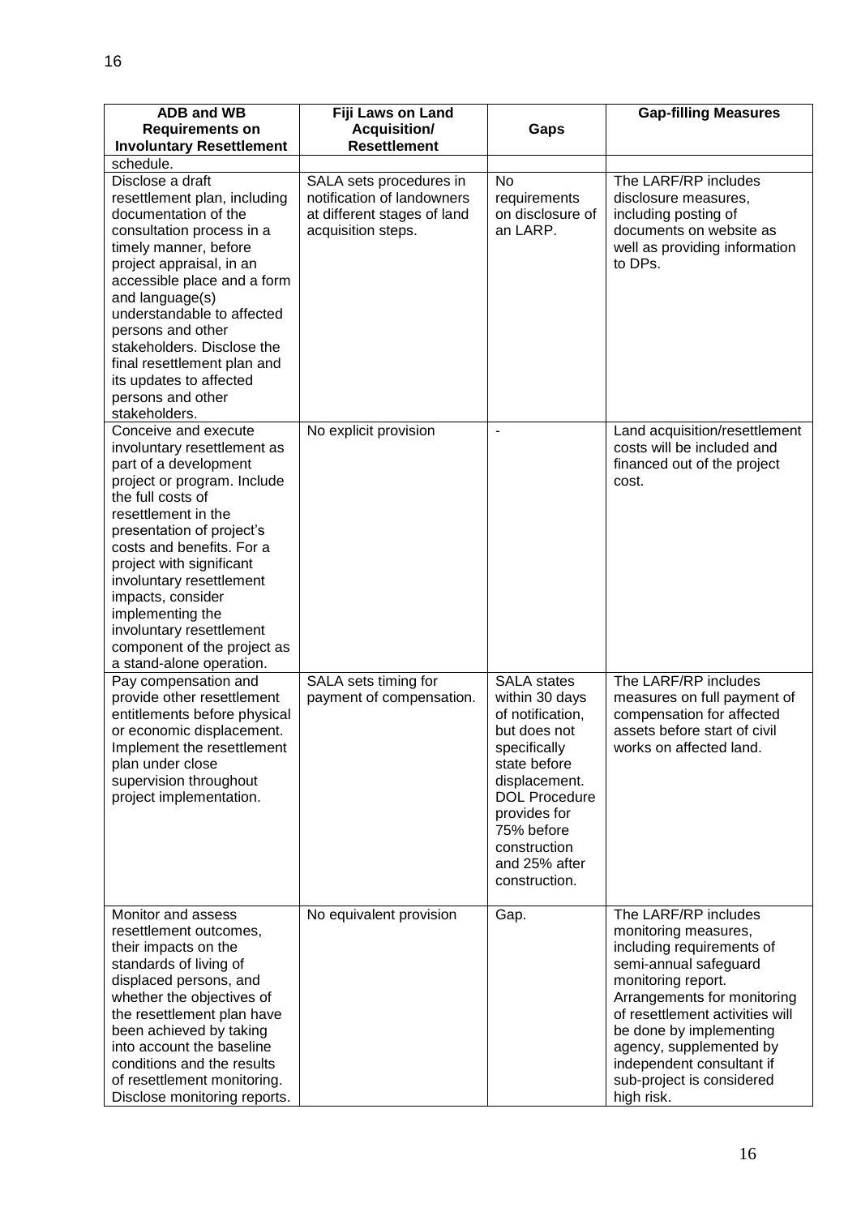| ADB and WB Requirements on Involuntary Resettlement | Fiji Laws on Land Acquisition/ Resettlement | Gaps | Gap-filling Measures |
|---|---|---|---|
| schedule. | | | |
| Disclose a draft resettlement plan, including documentation of the consultation process in a timely manner, before project appraisal, in an accessible place and a form and language(s) understandable to affected persons and other stakeholders. Disclose the final resettlement plan and its updates to affected persons and other stakeholders. | SALA sets procedures in notification of landowners at different stages of land acquisition steps. | No requirements on disclosure of an LARP. | The LARF/RP includes disclosure measures, including posting of documents on website as well as providing information to DPs. |
| Conceive and execute involuntary resettlement as part of a development project or program. Include the full costs of resettlement in the presentation of project's costs and benefits. For a project with significant involuntary resettlement impacts, consider implementing the involuntary resettlement component of the project as a stand-alone operation. | No explicit provision | - | Land acquisition/resettlement costs will be included and financed out of the project cost. |
| Pay compensation and provide other resettlement entitlements before physical or economic displacement. Implement the resettlement plan under close supervision throughout project implementation. | SALA sets timing for payment of compensation. | SALA states within 30 days of notification, but does not specifically state before displacement. DOL Procedure provides for 75% before construction and 25% after construction. | The LARF/RP includes measures on full payment of compensation for affected assets before start of civil works on affected land. |
| Monitor and assess resettlement outcomes, their impacts on the standards of living of displaced persons, and whether the objectives of the resettlement plan have been achieved by taking into account the baseline conditions and the results of resettlement monitoring. Disclose monitoring reports. | No equivalent provision | Gap. | The LARF/RP includes monitoring measures, including requirements of semi-annual safeguard monitoring report. Arrangements for monitoring of resettlement activities will be done by implementing agency, supplemented by independent consultant if sub-project is considered high risk. |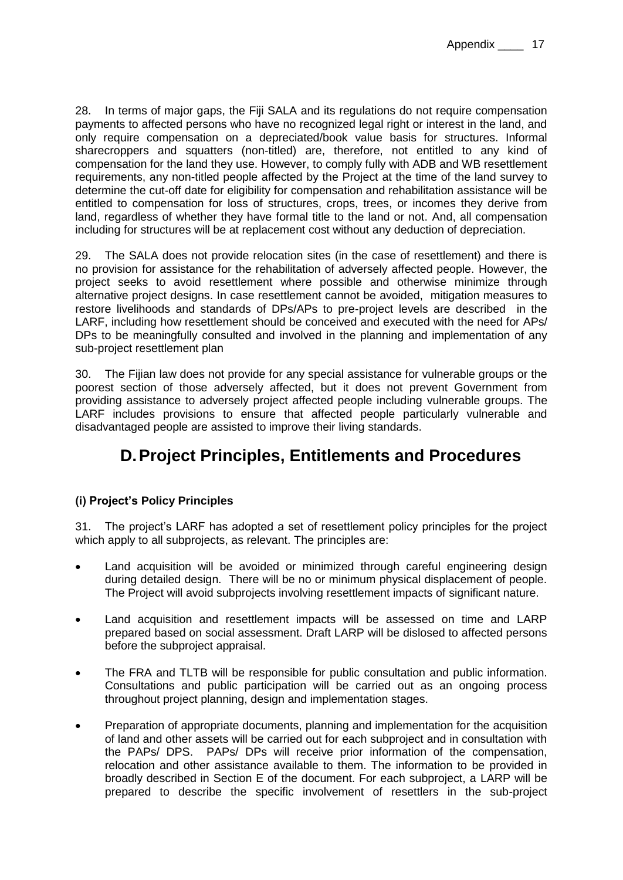28. In terms of major gaps, the Fiji SALA and its regulations do not require compensation payments to affected persons who have no recognized legal right or interest in the land, and only require compensation on a depreciated/book value basis for structures. Informal sharecroppers and squatters (non-titled) are, therefore, not entitled to any kind of compensation for the land they use. However, to comply fully with ADB and WB resettlement requirements, any non-titled people affected by the Project at the time of the land survey to determine the cut-off date for eligibility for compensation and rehabilitation assistance will be entitled to compensation for loss of structures, crops, trees, or incomes they derive from land, regardless of whether they have formal title to the land or not. And, all compensation including for structures will be at replacement cost without any deduction of depreciation.

29. The SALA does not provide relocation sites (in the case of resettlement) and there is no provision for assistance for the rehabilitation of adversely affected people. However, the project seeks to avoid resettlement where possible and otherwise minimize through alternative project designs. In case resettlement cannot be avoided, mitigation measures to restore livelihoods and standards of DPs/APs to pre-project levels are described in the LARF, including how resettlement should be conceived and executed with the need for APs/ DPs to be meaningfully consulted and involved in the planning and implementation of any sub-project resettlement plan

30. The Fijian law does not provide for any special assistance for vulnerable groups or the poorest section of those adversely affected, but it does not prevent Government from providing assistance to adversely project affected people including vulnerable groups. The LARF includes provisions to ensure that affected people particularly vulnerable and disadvantaged people are assisted to improve their living standards.

## D. Project Principles, Entitlements and Procedures

#### (i) Project's Policy Principles

31. The project's LARF has adopted a set of resettlement policy principles for the project which apply to all subprojects, as relevant. The principles are:

- Land acquisition will be avoided or minimized through careful engineering design during detailed design. There will be no or minimum physical displacement of people. The Project will avoid subprojects involving resettlement impacts of significant nature.
- Land acquisition and resettlement impacts will be assessed on time and LARP prepared based on social assessment. Draft LARP will be dislosed to affected persons before the subproject appraisal.
- The FRA and TLTB will be responsible for public consultation and public information. Consultations and public participation will be carried out as an ongoing process throughout project planning, design and implementation stages.
- Preparation of appropriate documents, planning and implementation for the acquisition of land and other assets will be carried out for each subproject and in consultation with the PAPs/ DPS. PAPs/ DPs will receive prior information of the compensation, relocation and other assistance available to them. The information to be provided in broadly described in Section E of the document. For each subproject, a LARP will be prepared to describe the specific involvement of resettlers in the sub-project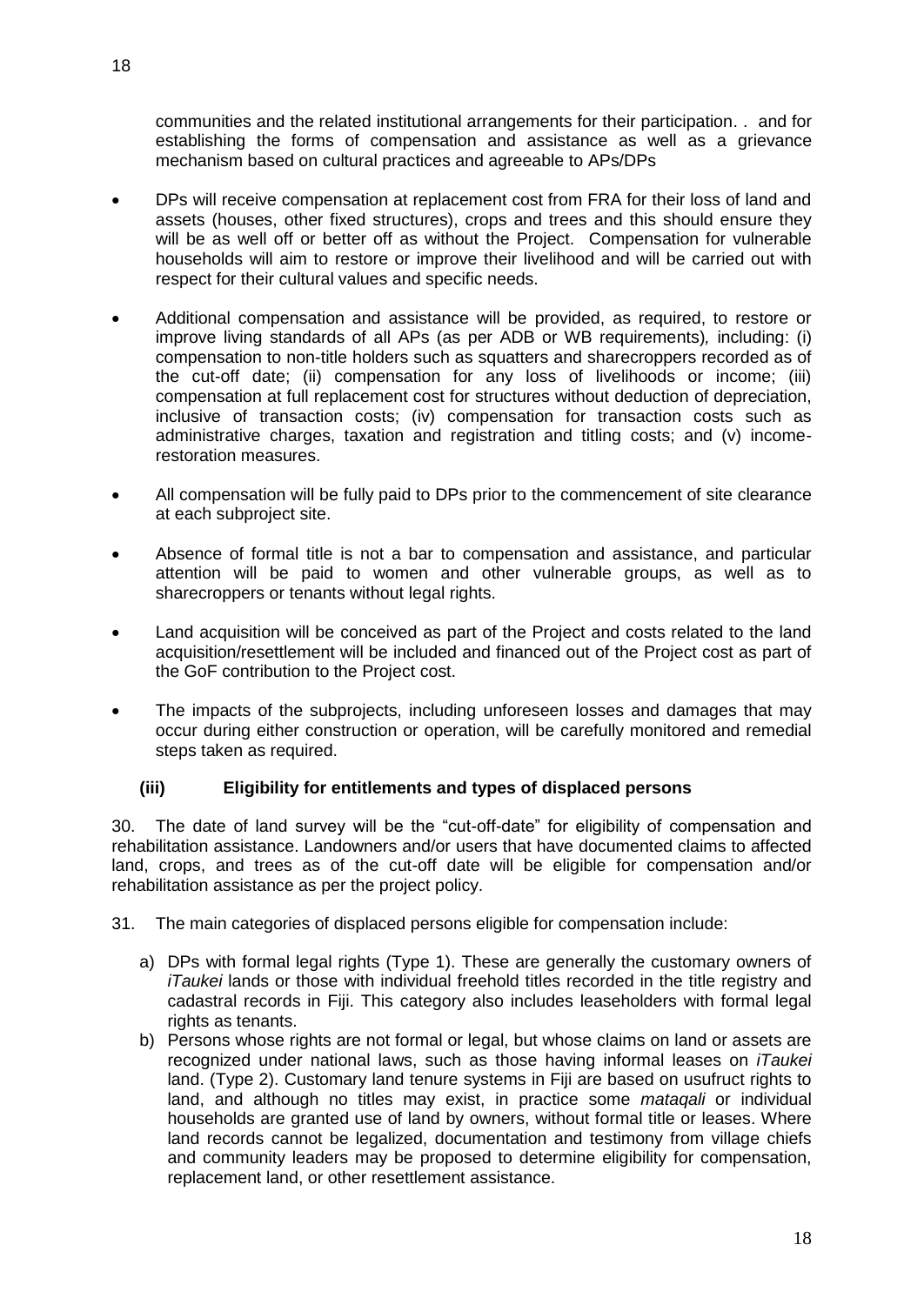communities and the related institutional arrangements for their participation. . and for establishing the forms of compensation and assistance as well as a grievance mechanism based on cultural practices and agreeable to APs/DPs

- DPs will receive compensation at replacement cost from FRA for their loss of land and assets (houses, other fixed structures), crops and trees and this should ensure they will be as well off or better off as without the Project. Compensation for vulnerable households will aim to restore or improve their livelihood and will be carried out with respect for their cultural values and specific needs.
- Additional compensation and assistance will be provided, as required, to restore or improve living standards of all APs (as per ADB or WB requirements), including: (i) compensation to non-title holders such as squatters and sharecroppers recorded as of the cut-off date; (ii) compensation for any loss of livelihoods or income; (iii) compensation at full replacement cost for structures without deduction of depreciation, inclusive of transaction costs; (iv) compensation for transaction costs such as administrative charges, taxation and registration and titling costs; and (v) income-restoration measures.
- All compensation will be fully paid to DPs prior to the commencement of site clearance at each subproject site.
- Absence of formal title is not a bar to compensation and assistance, and particular attention will be paid to women and other vulnerable groups, as well as to sharecroppers or tenants without legal rights.
- Land acquisition will be conceived as part of the Project and costs related to the land acquisition/resettlement will be included and financed out of the Project cost as part of the GoF contribution to the Project cost.
- The impacts of the subprojects, including unforeseen losses and damages that may occur during either construction or operation, will be carefully monitored and remedial steps taken as required.

### (iii) Eligibility for entitlements and types of displaced persons

30. The date of land survey will be the "cut-off-date" for eligibility of compensation and rehabilitation assistance. Landowners and/or users that have documented claims to affected land, crops, and trees as of the cut-off date will be eligible for compensation and/or rehabilitation assistance as per the project policy.

31. The main categories of displaced persons eligible for compensation include:

a) DPs with formal legal rights (Type 1). These are generally the customary owners of *iTaukei* lands or those with individual freehold titles recorded in the title registry and cadastral records in Fiji. This category also includes leaseholders with formal legal rights as tenants.

b) Persons whose rights are not formal or legal, but whose claims on land or assets are recognized under national laws, such as those having informal leases on *iTaukei* land. (Type 2). Customary land tenure systems in Fiji are based on usufruct rights to land, and although no titles may exist, in practice some *mataqali* or individual households are granted use of land by owners, without formal title or leases. Where land records cannot be legalized, documentation and testimony from village chiefs and community leaders may be proposed to determine eligibility for compensation, replacement land, or other resettlement assistance.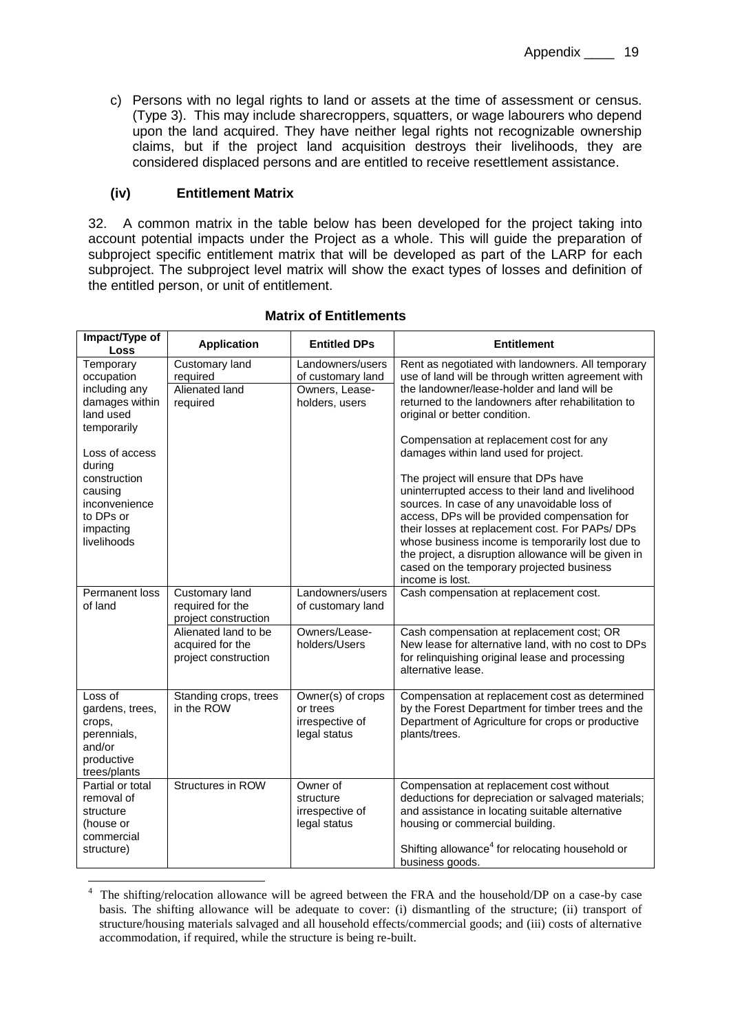c) Persons with no legal rights to land or assets at the time of assessment or census. (Type 3). This may include sharecroppers, squatters, or wage labourers who depend upon the land acquired. They have neither legal rights not recognizable ownership claims, but if the project land acquisition destroys their livelihoods, they are considered displaced persons and are entitled to receive resettlement assistance.

### (iv) Entitlement Matrix

32. A common matrix in the table below has been developed for the project taking into account potential impacts under the Project as a whole. This will guide the preparation of subproject specific entitlement matrix that will be developed as part of the LARP for each subproject. The subproject level matrix will show the exact types of losses and definition of the entitled person, or unit of entitlement.

**Matrix of Entitlements**

| Impact/Type of Loss | Application | Entitled DPs | Entitlement |
|---|---|---|---|
| Temporary occupation including any damages within land used temporarily<br><br>Loss of access during construction causing inconvenience to DPs or impacting livelihoods | Customary land required<br><br>Alienated land required | Landowners/users of customary land<br><br>Owners, Lease-holders, users | Rent as negotiated with landowners. All temporary use of land will be through written agreement with the landowner/lease-holder and land will be returned to the landowners after rehabilitation to original or better condition.<br><br>Compensation at replacement cost for any damages within land used for project.<br><br>The project will ensure that DPs have uninterrupted access to their land and livelihood sources. In case of any unavoidable loss of access, DPs will be provided compensation for their losses at replacement cost. For PAPs/ DPs whose business income is temporarily lost due to the project, a disruption allowance will be given in cased on the temporary projected business income is lost. |
| Permanent loss of land | Customary land required for the project construction | Landowners/users of customary land | Cash compensation at replacement cost. |
| | Alienated land to be acquired for the project construction | Owners/Lease-holders/Users | Cash compensation at replacement cost; OR New lease for alternative land, with no cost to DPs for relinquishing original lease and processing alternative lease. |
| Loss of gardens, trees, crops, perennials, and/or productive trees/plants | Standing crops, trees in the ROW | Owner(s) of crops or trees irrespective of legal status | Compensation at replacement cost as determined by the Forest Department for timber trees and the Department of Agriculture for crops or productive plants/trees. |
| Partial or total removal of structure (house or commercial structure) | Structures in ROW | Owner of structure irrespective of legal status | Compensation at replacement cost without deductions for depreciation or salvaged materials; and assistance in locating suitable alternative housing or commercial building.<br><br>Shifting allowance[4] for relocating household or business goods. |

[4] The shifting/relocation allowance will be agreed between the FRA and the household/DP on a case-by case basis. The shifting allowance will be adequate to cover: (i) dismantling of the structure; (ii) transport of structure/housing materials salvaged and all household effects/commercial goods; and (iii) costs of alternative accommodation, if required, while the structure is being re-built.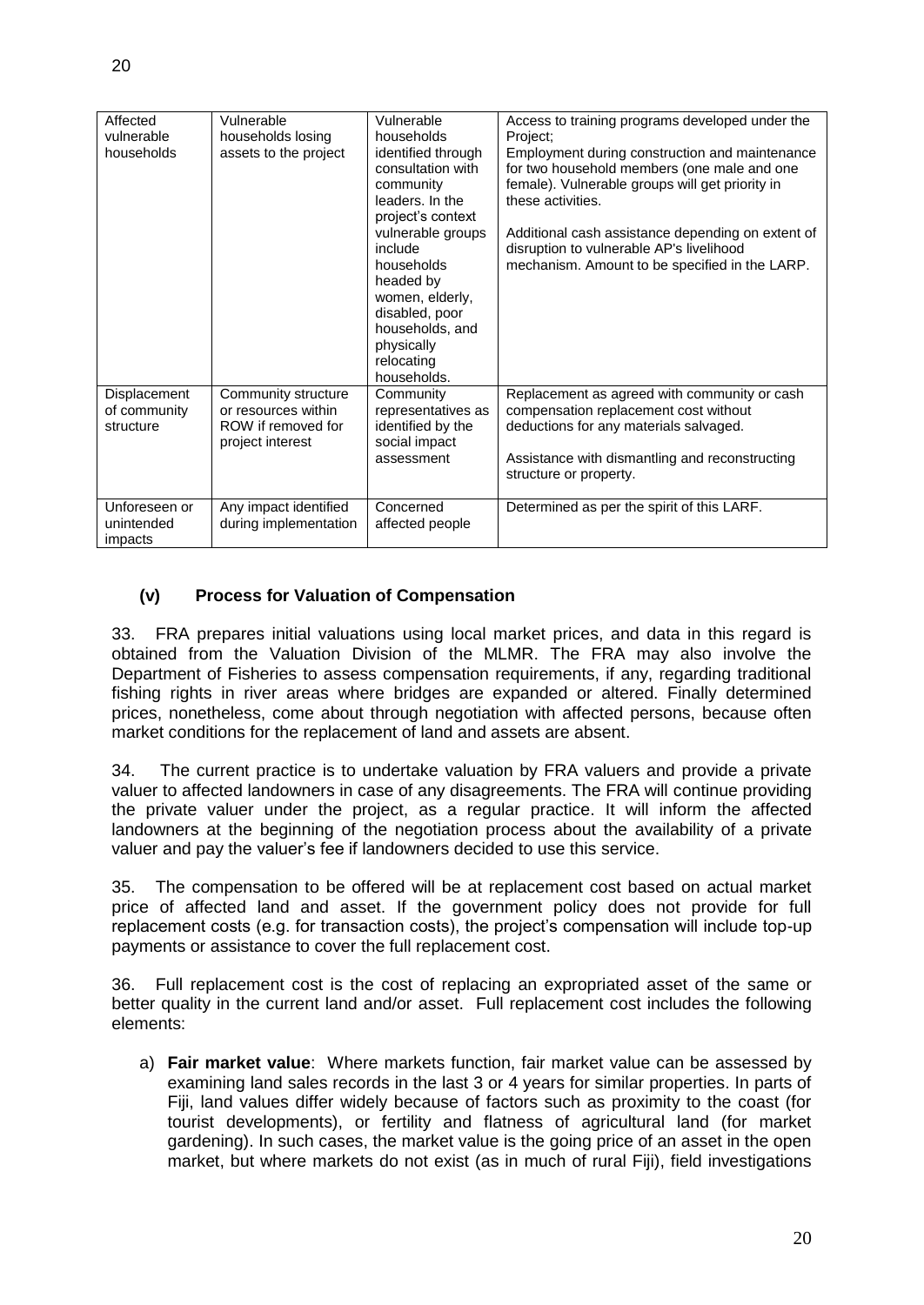| Affected vulnerable households | Vulnerable households losing assets to the project | Vulnerable households identified through consultation with community leaders. In the project's context vulnerable groups include households headed by women, elderly, disabled, poor households, and physically relocating households. | Access to training programs developed under the Project; Employment during construction and maintenance for two household members (one male and one female). Vulnerable groups will get priority in these activities. Additional cash assistance depending on extent of disruption to vulnerable AP's livelihood mechanism. Amount to be specified in the LARP. |
|---|---|---|---|
| Displacement of community structure | Community structure or resources within ROW if removed for project interest | Community representatives as identified by the social impact assessment | Replacement as agreed with community or cash compensation replacement cost without deductions for any materials salvaged. Assistance with dismantling and reconstructing structure or property. |
| Unforeseen or unintended impacts | Any impact identified during implementation | Concerned affected people | Determined as per the spirit of this LARF. |

### (v) Process for Valuation of Compensation

33. FRA prepares initial valuations using local market prices, and data in this regard is obtained from the Valuation Division of the MLMR. The FRA may also involve the Department of Fisheries to assess compensation requirements, if any, regarding traditional fishing rights in river areas where bridges are expanded or altered. Finally determined prices, nonetheless, come about through negotiation with affected persons, because often market conditions for the replacement of land and assets are absent.

34. The current practice is to undertake valuation by FRA valuers and provide a private valuer to affected landowners in case of any disagreements. The FRA will continue providing the private valuer under the project, as a regular practice. It will inform the affected landowners at the beginning of the negotiation process about the availability of a private valuer and pay the valuer's fee if landowners decided to use this service.

35. The compensation to be offered will be at replacement cost based on actual market price of affected land and asset. If the government policy does not provide for full replacement costs (e.g. for transaction costs), the project's compensation will include top-up payments or assistance to cover the full replacement cost.

36. Full replacement cost is the cost of replacing an expropriated asset of the same or better quality in the current land and/or asset. Full replacement cost includes the following elements:

a) **Fair market value**: Where markets function, fair market value can be assessed by examining land sales records in the last 3 or 4 years for similar properties. In parts of Fiji, land values differ widely because of factors such as proximity to the coast (for tourist developments), or fertility and flatness of agricultural land (for market gardening). In such cases, the market value is the going price of an asset in the open market, but where markets do not exist (as in much of rural Fiji), field investigations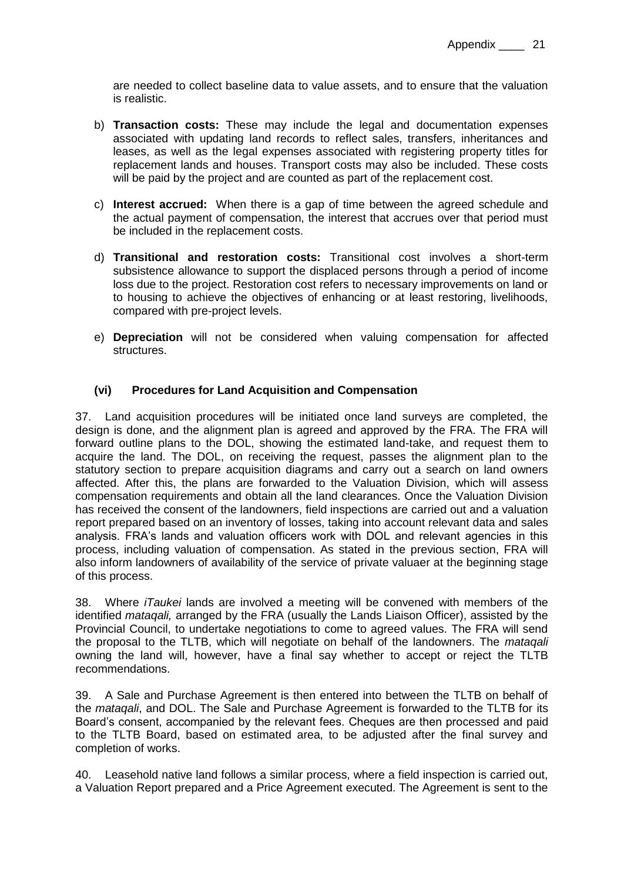are needed to collect baseline data to value assets, and to ensure that the valuation is realistic.

b) **Transaction costs:** These may include the legal and documentation expenses associated with updating land records to reflect sales, transfers, inheritances and leases, as well as the legal expenses associated with registering property titles for replacement lands and houses. Transport costs may also be included. These costs will be paid by the project and are counted as part of the replacement cost.

c) **Interest accrued:** When there is a gap of time between the agreed schedule and the actual payment of compensation, the interest that accrues over that period must be included in the replacement costs.

d) **Transitional and restoration costs:** Transitional cost involves a short-term subsistence allowance to support the displaced persons through a period of income loss due to the project. Restoration cost refers to necessary improvements on land or to housing to achieve the objectives of enhancing or at least restoring, livelihoods, compared with pre-project levels.

e) **Depreciation** will not be considered when valuing compensation for affected structures.

### (vi) Procedures for Land Acquisition and Compensation

37. Land acquisition procedures will be initiated once land surveys are completed, the design is done, and the alignment plan is agreed and approved by the FRA. The FRA will forward outline plans to the DOL, showing the estimated land-take, and request them to acquire the land. The DOL, on receiving the request, passes the alignment plan to the statutory section to prepare acquisition diagrams and carry out a search on land owners affected. After this, the plans are forwarded to the Valuation Division, which will assess compensation requirements and obtain all the land clearances. Once the Valuation Division has received the consent of the landowners, field inspections are carried out and a valuation report prepared based on an inventory of losses, taking into account relevant data and sales analysis. FRA's lands and valuation officers work with DOL and relevant agencies in this process, including valuation of compensation. As stated in the previous section, FRA will also inform landowners of availability of the service of private valuaer at the beginning stage of this process.

38. Where *iTaukei* lands are involved a meeting will be convened with members of the identified *mataqali,* arranged by the FRA (usually the Lands Liaison Officer), assisted by the Provincial Council, to undertake negotiations to come to agreed values. The FRA will send the proposal to the TLTB, which will negotiate on behalf of the landowners. The *mataqali* owning the land will, however, have a final say whether to accept or reject the TLTB recommendations.

39. A Sale and Purchase Agreement is then entered into between the TLTB on behalf of the *mataqali*, and DOL. The Sale and Purchase Agreement is forwarded to the TLTB for its Board's consent, accompanied by the relevant fees. Cheques are then processed and paid to the TLTB Board, based on estimated area, to be adjusted after the final survey and completion of works.

40. Leasehold native land follows a similar process, where a field inspection is carried out, a Valuation Report prepared and a Price Agreement executed. The Agreement is sent to the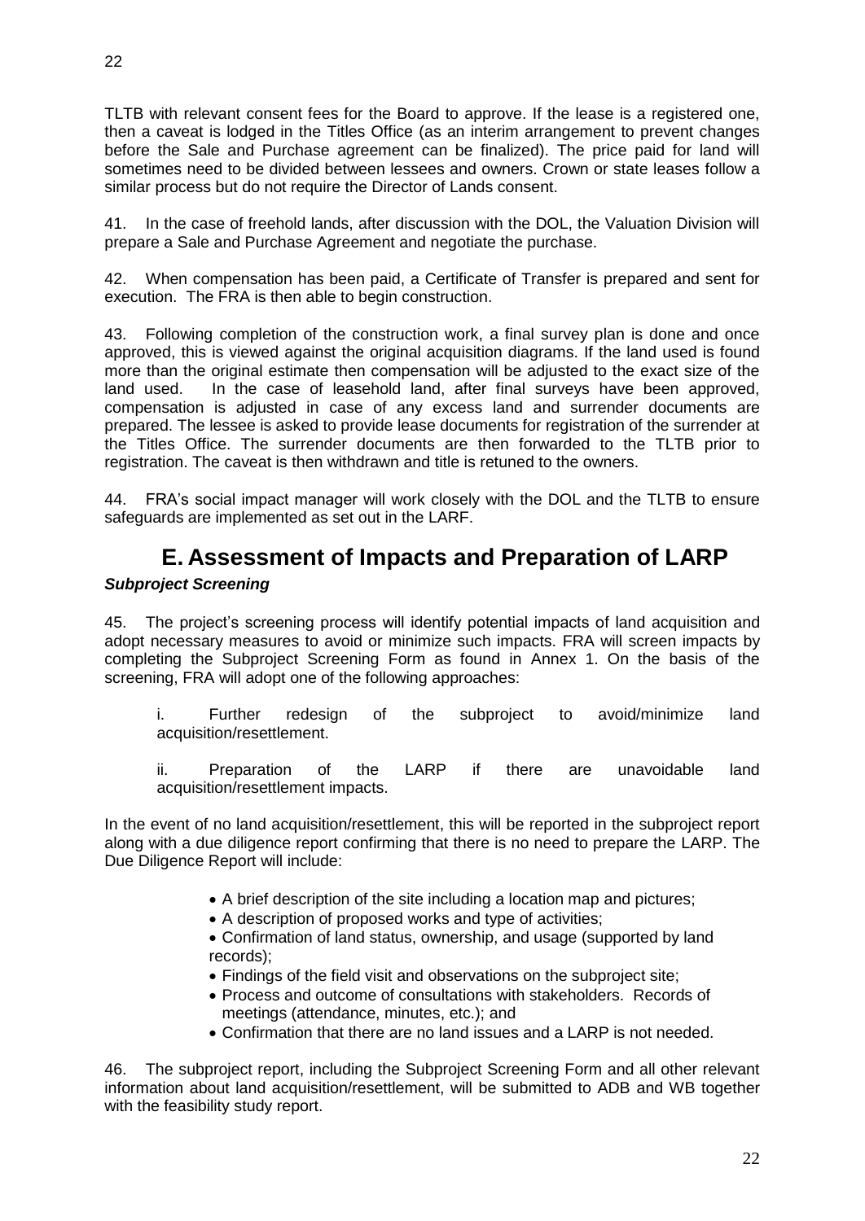TLTB with relevant consent fees for the Board to approve. If the lease is a registered one, then a caveat is lodged in the Titles Office (as an interim arrangement to prevent changes before the Sale and Purchase agreement can be finalized). The price paid for land will sometimes need to be divided between lessees and owners. Crown or state leases follow a similar process but do not require the Director of Lands consent.

41. In the case of freehold lands, after discussion with the DOL, the Valuation Division will prepare a Sale and Purchase Agreement and negotiate the purchase.

42. When compensation has been paid, a Certificate of Transfer is prepared and sent for execution. The FRA is then able to begin construction.

43. Following completion of the construction work, a final survey plan is done and once approved, this is viewed against the original acquisition diagrams. If the land used is found more than the original estimate then compensation will be adjusted to the exact size of the land used. In the case of leasehold land, after final surveys have been approved, compensation is adjusted in case of any excess land and surrender documents are prepared. The lessee is asked to provide lease documents for registration of the surrender at the Titles Office. The surrender documents are then forwarded to the TLTB prior to registration. The caveat is then withdrawn and title is retuned to the owners.

44. FRA's social impact manager will work closely with the DOL and the TLTB to ensure safeguards are implemented as set out in the LARF.

# E. Assessment of Impacts and Preparation of LARP

### *Subproject Screening*

45. The project's screening process will identify potential impacts of land acquisition and adopt necessary measures to avoid or minimize such impacts. FRA will screen impacts by completing the Subproject Screening Form as found in Annex 1. On the basis of the screening, FRA will adopt one of the following approaches:

i. Further redesign of the subproject to avoid/minimize land acquisition/resettlement.

ii. Preparation of the LARP if there are unavoidable land acquisition/resettlement impacts.

In the event of no land acquisition/resettlement, this will be reported in the subproject report along with a due diligence report confirming that there is no need to prepare the LARP. The Due Diligence Report will include:

- A brief description of the site including a location map and pictures;
- A description of proposed works and type of activities;
- Confirmation of land status, ownership, and usage (supported by land records);
- Findings of the field visit and observations on the subproject site;
- Process and outcome of consultations with stakeholders. Records of meetings (attendance, minutes, etc.); and
- Confirmation that there are no land issues and a LARP is not needed.

46. The subproject report, including the Subproject Screening Form and all other relevant information about land acquisition/resettlement, will be submitted to ADB and WB together with the feasibility study report.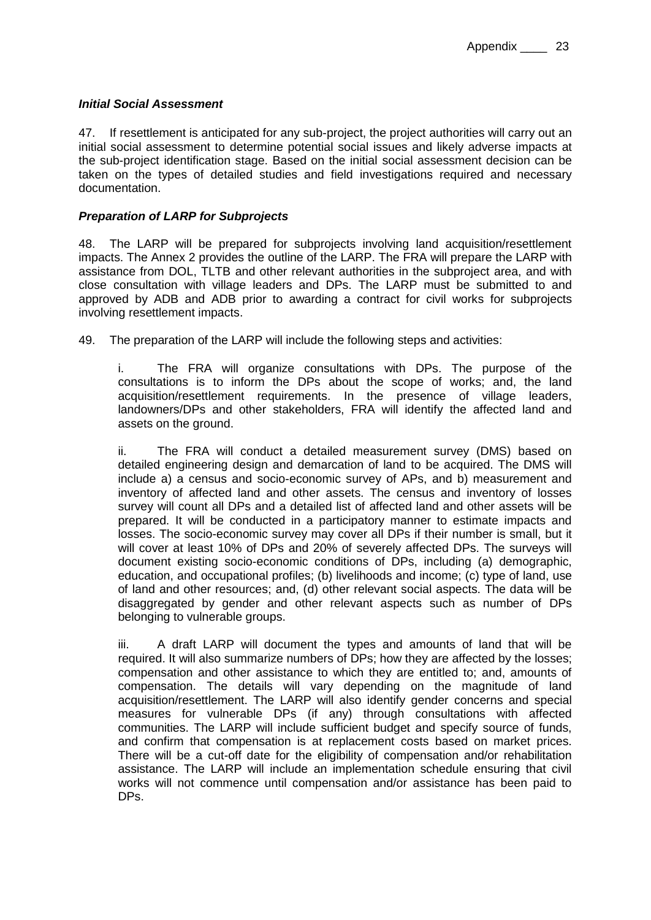***Initial Social Assessment***

47. If resettlement is anticipated for any sub-project, the project authorities will carry out an initial social assessment to determine potential social issues and likely adverse impacts at the sub-project identification stage. Based on the initial social assessment decision can be taken on the types of detailed studies and field investigations required and necessary documentation.

***Preparation of LARP for Subprojects***

48. The LARP will be prepared for subprojects involving land acquisition/resettlement impacts. The Annex 2 provides the outline of the LARP. The FRA will prepare the LARP with assistance from DOL, TLTB and other relevant authorities in the subproject area, and with close consultation with village leaders and DPs. The LARP must be submitted to and approved by ADB and ADB prior to awarding a contract for civil works for subprojects involving resettlement impacts.

49. The preparation of the LARP will include the following steps and activities:

i. The FRA will organize consultations with DPs. The purpose of the consultations is to inform the DPs about the scope of works; and, the land acquisition/resettlement requirements. In the presence of village leaders, landowners/DPs and other stakeholders, FRA will identify the affected land and assets on the ground.

ii. The FRA will conduct a detailed measurement survey (DMS) based on detailed engineering design and demarcation of land to be acquired. The DMS will include a) a census and socio-economic survey of APs, and b) measurement and inventory of affected land and other assets. The census and inventory of losses survey will count all DPs and a detailed list of affected land and other assets will be prepared. It will be conducted in a participatory manner to estimate impacts and losses. The socio-economic survey may cover all DPs if their number is small, but it will cover at least 10% of DPs and 20% of severely affected DPs. The surveys will document existing socio-economic conditions of DPs, including (a) demographic, education, and occupational profiles; (b) livelihoods and income; (c) type of land, use of land and other resources; and, (d) other relevant social aspects. The data will be disaggregated by gender and other relevant aspects such as number of DPs belonging to vulnerable groups.

iii. A draft LARP will document the types and amounts of land that will be required. It will also summarize numbers of DPs; how they are affected by the losses; compensation and other assistance to which they are entitled to; and, amounts of compensation. The details will vary depending on the magnitude of land acquisition/resettlement. The LARP will also identify gender concerns and special measures for vulnerable DPs (if any) through consultations with affected communities. The LARP will include sufficient budget and specify source of funds, and confirm that compensation is at replacement costs based on market prices. There will be a cut-off date for the eligibility of compensation and/or rehabilitation assistance. The LARP will include an implementation schedule ensuring that civil works will not commence until compensation and/or assistance has been paid to DPs.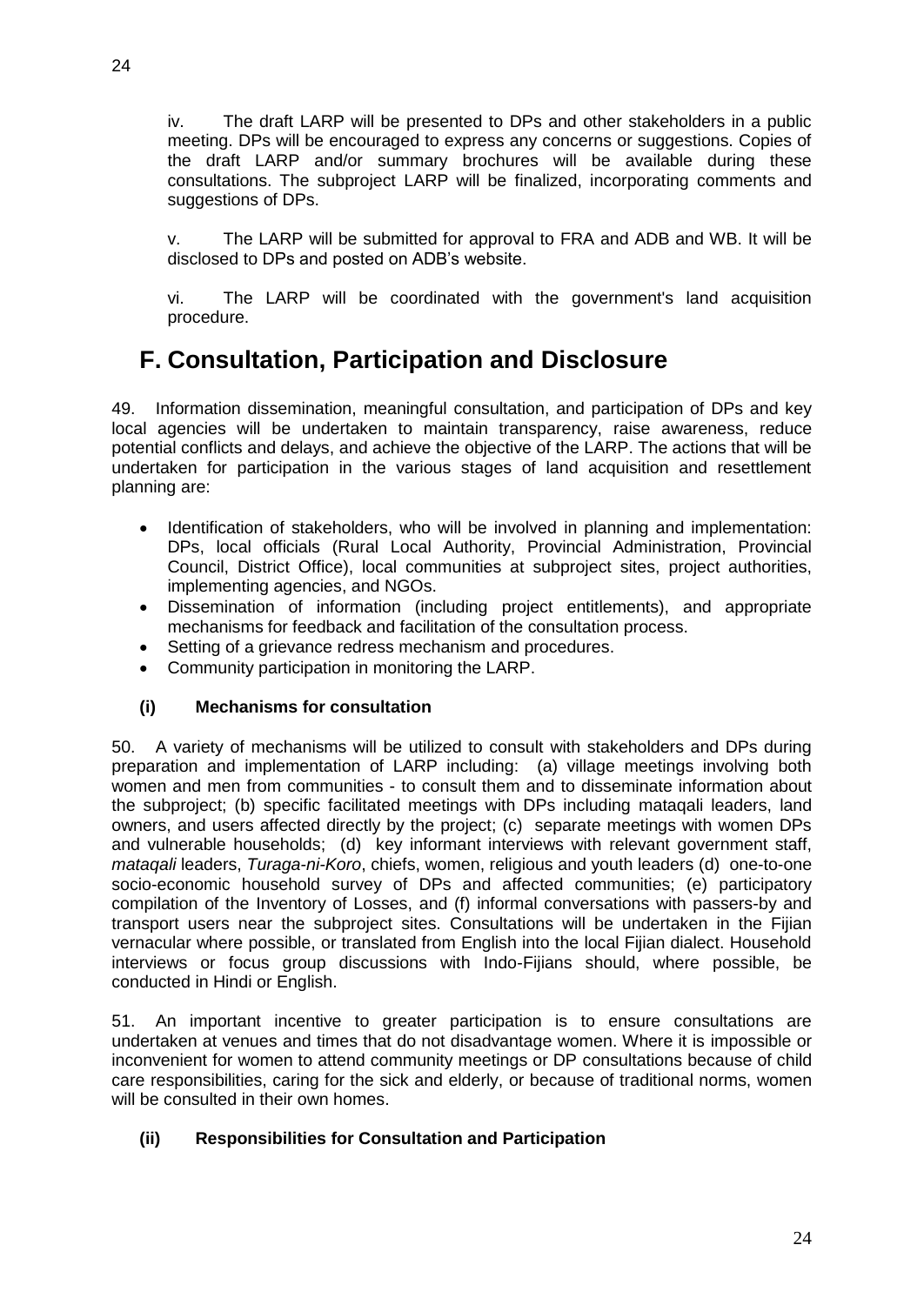iv. The draft LARP will be presented to DPs and other stakeholders in a public meeting. DPs will be encouraged to express any concerns or suggestions. Copies of the draft LARP and/or summary brochures will be available during these consultations. The subproject LARP will be finalized, incorporating comments and suggestions of DPs.

v. The LARP will be submitted for approval to FRA and ADB and WB. It will be disclosed to DPs and posted on ADB's website.

vi. The LARP will be coordinated with the government's land acquisition procedure.

## F. Consultation, Participation and Disclosure

49. Information dissemination, meaningful consultation, and participation of DPs and key local agencies will be undertaken to maintain transparency, raise awareness, reduce potential conflicts and delays, and achieve the objective of the LARP. The actions that will be undertaken for participation in the various stages of land acquisition and resettlement planning are:

- Identification of stakeholders, who will be involved in planning and implementation: DPs, local officials (Rural Local Authority, Provincial Administration, Provincial Council, District Office), local communities at subproject sites, project authorities, implementing agencies, and NGOs.
- Dissemination of information (including project entitlements), and appropriate mechanisms for feedback and facilitation of the consultation process.
- Setting of a grievance redress mechanism and procedures.
- Community participation in monitoring the LARP.

### (i) Mechanisms for consultation

50. A variety of mechanisms will be utilized to consult with stakeholders and DPs during preparation and implementation of LARP including: (a) village meetings involving both women and men from communities - to consult them and to disseminate information about the subproject; (b) specific facilitated meetings with DPs including mataqali leaders, land owners, and users affected directly by the project; (c) separate meetings with women DPs and vulnerable households; (d) key informant interviews with relevant government staff, *mataqali* leaders, *Turaga-ni-Koro*, chiefs, women, religious and youth leaders (d) one-to-one socio-economic household survey of DPs and affected communities; (e) participatory compilation of the Inventory of Losses, and (f) informal conversations with passers-by and transport users near the subproject sites. Consultations will be undertaken in the Fijian vernacular where possible, or translated from English into the local Fijian dialect. Household interviews or focus group discussions with Indo-Fijians should, where possible, be conducted in Hindi or English.

51. An important incentive to greater participation is to ensure consultations are undertaken at venues and times that do not disadvantage women. Where it is impossible or inconvenient for women to attend community meetings or DP consultations because of child care responsibilities, caring for the sick and elderly, or because of traditional norms, women will be consulted in their own homes.

### (ii) Responsibilities for Consultation and Participation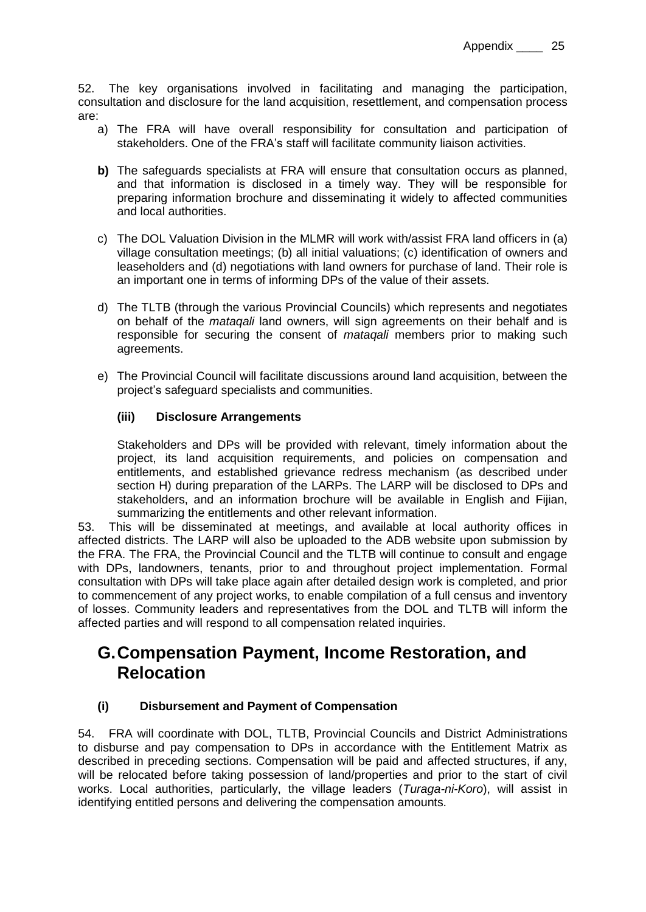52. The key organisations involved in facilitating and managing the participation, consultation and disclosure for the land acquisition, resettlement, and compensation process are:

a) The FRA will have overall responsibility for consultation and participation of stakeholders. One of the FRA's staff will facilitate community liaison activities.

**b)** The safeguards specialists at FRA will ensure that consultation occurs as planned, and that information is disclosed in a timely way. They will be responsible for preparing information brochure and disseminating it widely to affected communities and local authorities.

c) The DOL Valuation Division in the MLMR will work with/assist FRA land officers in (a) village consultation meetings; (b) all initial valuations; (c) identification of owners and leaseholders and (d) negotiations with land owners for purchase of land. Their role is an important one in terms of informing DPs of the value of their assets.

d) The TLTB (through the various Provincial Councils) which represents and negotiates on behalf of the *mataqali* land owners, will sign agreements on their behalf and is responsible for securing the consent of *mataqali* members prior to making such agreements.

e) The Provincial Council will facilitate discussions around land acquisition, between the project's safeguard specialists and communities.

### (iii) Disclosure Arrangements

Stakeholders and DPs will be provided with relevant, timely information about the project, its land acquisition requirements, and policies on compensation and entitlements, and established grievance redress mechanism (as described under section H) during preparation of the LARPs. The LARP will be disclosed to DPs and stakeholders, and an information brochure will be available in English and Fijian, summarizing the entitlements and other relevant information.

53. This will be disseminated at meetings, and available at local authority offices in affected districts. The LARP will also be uploaded to the ADB website upon submission by the FRA. The FRA, the Provincial Council and the TLTB will continue to consult and engage with DPs, landowners, tenants, prior to and throughout project implementation. Formal consultation with DPs will take place again after detailed design work is completed, and prior to commencement of any project works, to enable compilation of a full census and inventory of losses. Community leaders and representatives from the DOL and TLTB will inform the affected parties and will respond to all compensation related inquiries.

## G. Compensation Payment, Income Restoration, and Relocation

### (i) Disbursement and Payment of Compensation

54. FRA will coordinate with DOL, TLTB, Provincial Councils and District Administrations to disburse and pay compensation to DPs in accordance with the Entitlement Matrix as described in preceding sections. Compensation will be paid and affected structures, if any, will be relocated before taking possession of land/properties and prior to the start of civil works. Local authorities, particularly, the village leaders (*Turaga-ni-Koro*), will assist in identifying entitled persons and delivering the compensation amounts.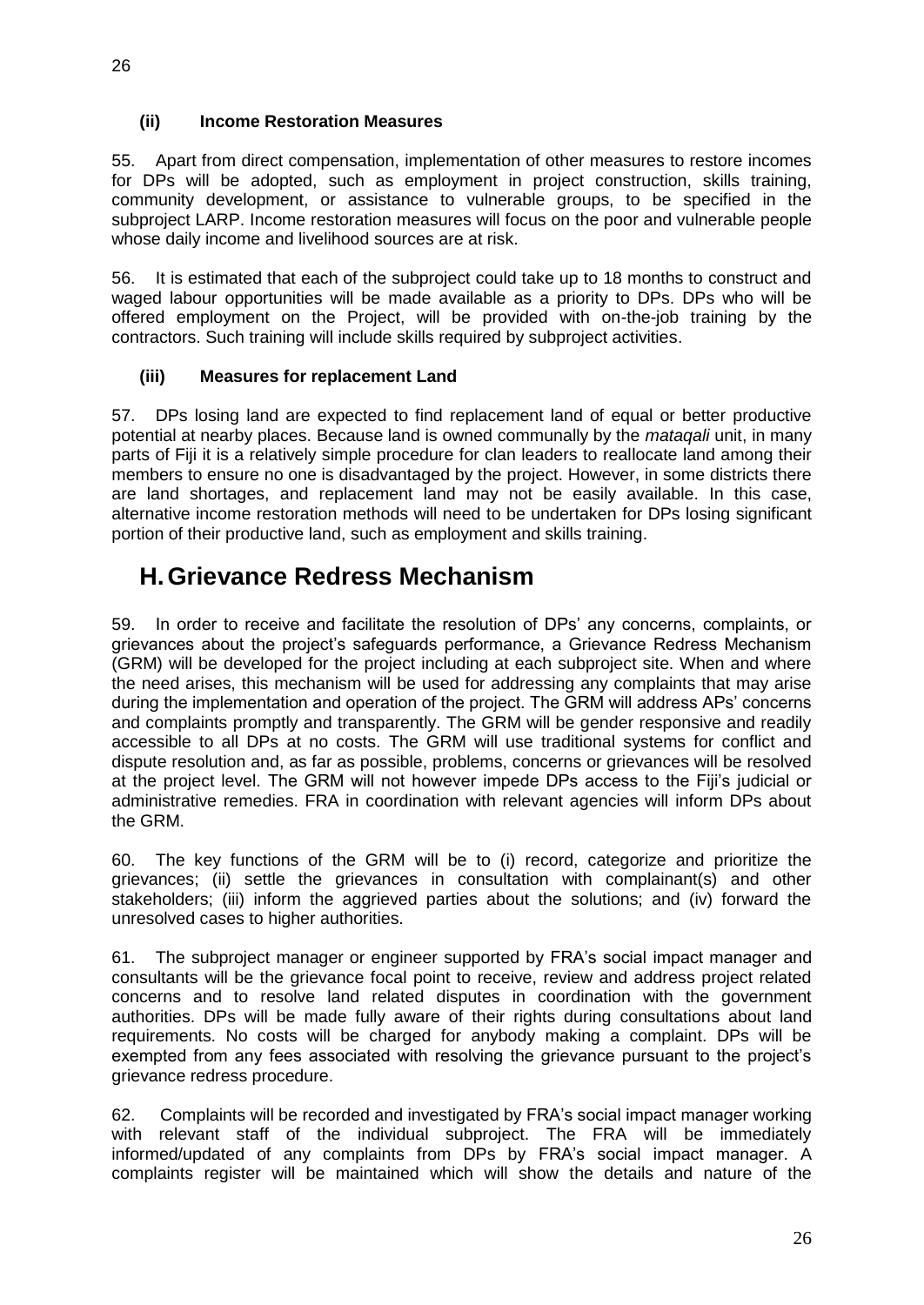#### (ii) Income Restoration Measures

55. Apart from direct compensation, implementation of other measures to restore incomes for DPs will be adopted, such as employment in project construction, skills training, community development, or assistance to vulnerable groups, to be specified in the subproject LARP. Income restoration measures will focus on the poor and vulnerable people whose daily income and livelihood sources are at risk.

56. It is estimated that each of the subproject could take up to 18 months to construct and waged labour opportunities will be made available as a priority to DPs. DPs who will be offered employment on the Project, will be provided with on-the-job training by the contractors. Such training will include skills required by subproject activities.

#### (iii) Measures for replacement Land

57. DPs losing land are expected to find replacement land of equal or better productive potential at nearby places. Because land is owned communally by the *mataqali* unit, in many parts of Fiji it is a relatively simple procedure for clan leaders to reallocate land among their members to ensure no one is disadvantaged by the project. However, in some districts there are land shortages, and replacement land may not be easily available. In this case, alternative income restoration methods will need to be undertaken for DPs losing significant portion of their productive land, such as employment and skills training.

## H. Grievance Redress Mechanism

59. In order to receive and facilitate the resolution of DPs' any concerns, complaints, or grievances about the project's safeguards performance, a Grievance Redress Mechanism (GRM) will be developed for the project including at each subproject site. When and where the need arises, this mechanism will be used for addressing any complaints that may arise during the implementation and operation of the project. The GRM will address APs' concerns and complaints promptly and transparently. The GRM will be gender responsive and readily accessible to all DPs at no costs. The GRM will use traditional systems for conflict and dispute resolution and, as far as possible, problems, concerns or grievances will be resolved at the project level. The GRM will not however impede DPs access to the Fiji's judicial or administrative remedies. FRA in coordination with relevant agencies will inform DPs about the GRM.

60. The key functions of the GRM will be to (i) record, categorize and prioritize the grievances; (ii) settle the grievances in consultation with complainant(s) and other stakeholders; (iii) inform the aggrieved parties about the solutions; and (iv) forward the unresolved cases to higher authorities.

61. The subproject manager or engineer supported by FRA's social impact manager and consultants will be the grievance focal point to receive, review and address project related concerns and to resolve land related disputes in coordination with the government authorities. DPs will be made fully aware of their rights during consultations about land requirements. No costs will be charged for anybody making a complaint. DPs will be exempted from any fees associated with resolving the grievance pursuant to the project's grievance redress procedure.

62. Complaints will be recorded and investigated by FRA's social impact manager working with relevant staff of the individual subproject. The FRA will be immediately informed/updated of any complaints from DPs by FRA's social impact manager. A complaints register will be maintained which will show the details and nature of the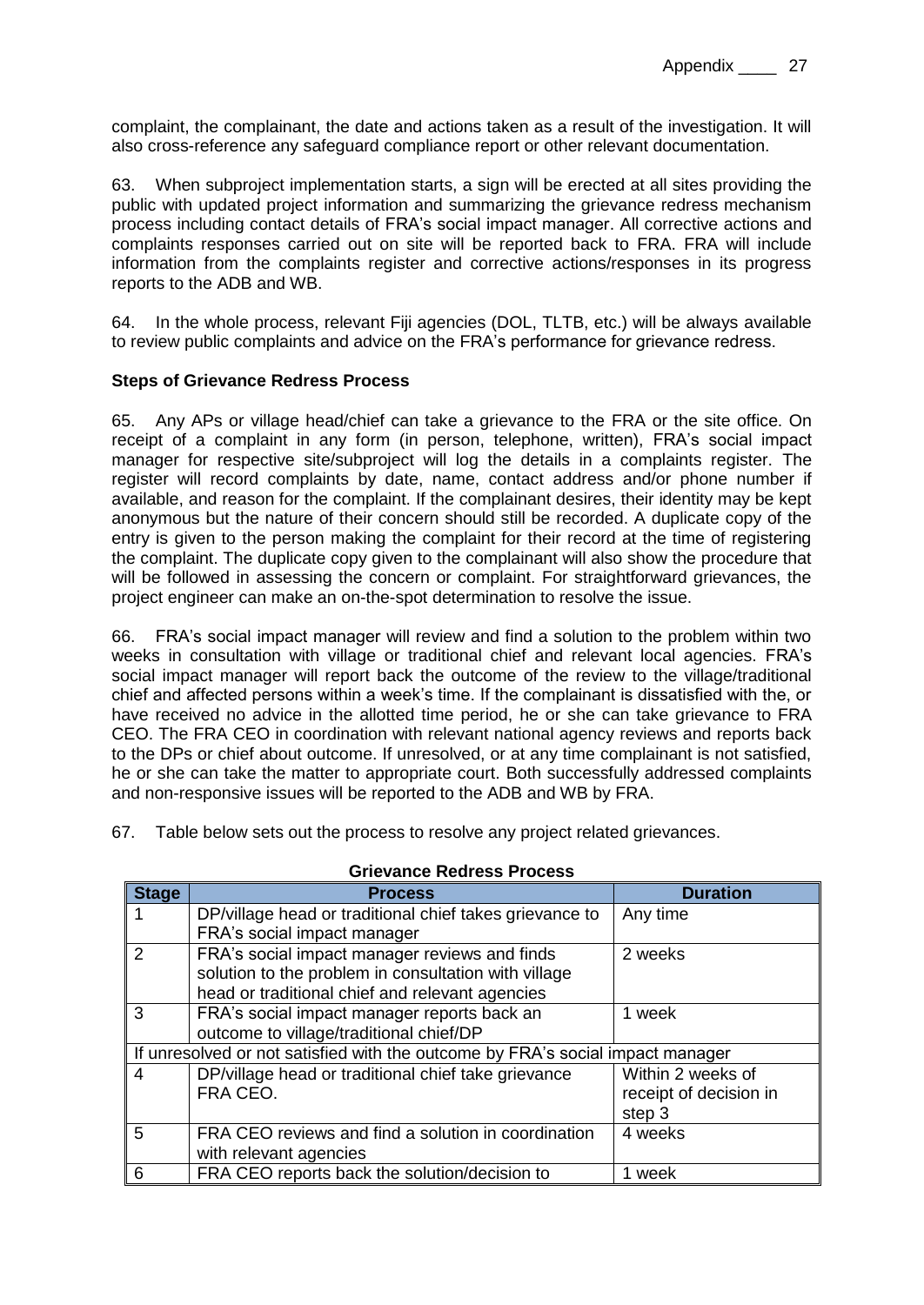complaint, the complainant, the date and actions taken as a result of the investigation. It will also cross-reference any safeguard compliance report or other relevant documentation.

63. When subproject implementation starts, a sign will be erected at all sites providing the public with updated project information and summarizing the grievance redress mechanism process including contact details of FRA's social impact manager. All corrective actions and complaints responses carried out on site will be reported back to FRA. FRA will include information from the complaints register and corrective actions/responses in its progress reports to the ADB and WB.

64. In the whole process, relevant Fiji agencies (DOL, TLTB, etc.) will be always available to review public complaints and advice on the FRA's performance for grievance redress.

**Steps of Grievance Redress Process**

65. Any APs or village head/chief can take a grievance to the FRA or the site office. On receipt of a complaint in any form (in person, telephone, written), FRA's social impact manager for respective site/subproject will log the details in a complaints register. The register will record complaints by date, name, contact address and/or phone number if available, and reason for the complaint. If the complainant desires, their identity may be kept anonymous but the nature of their concern should still be recorded. A duplicate copy of the entry is given to the person making the complaint for their record at the time of registering the complaint. The duplicate copy given to the complainant will also show the procedure that will be followed in assessing the concern or complaint. For straightforward grievances, the project engineer can make an on-the-spot determination to resolve the issue.

66. FRA's social impact manager will review and find a solution to the problem within two weeks in consultation with village or traditional chief and relevant local agencies. FRA's social impact manager will report back the outcome of the review to the village/traditional chief and affected persons within a week's time. If the complainant is dissatisfied with the, or have received no advice in the allotted time period, he or she can take grievance to FRA CEO. The FRA CEO in coordination with relevant national agency reviews and reports back to the DPs or chief about outcome. If unresolved, or at any time complainant is not satisfied, he or she can take the matter to appropriate court. Both successfully addressed complaints and non-responsive issues will be reported to the ADB and WB by FRA.

67. Table below sets out the process to resolve any project related grievances.

**Grievance Redress Process**

| Stage | Process | Duration |
|---|---|---|
| 1 | DP/village head or traditional chief takes grievance to FRA's social impact manager | Any time |
| 2 | FRA's social impact manager reviews and finds solution to the problem in consultation with village head or traditional chief and relevant agencies | 2 weeks |
| 3 | FRA's social impact manager reports back an outcome to village/traditional chief/DP | 1 week |
| If unresolved or not satisfied with the outcome by FRA's social impact manager | | |
| 4 | DP/village head or traditional chief take grievance FRA CEO. | Within 2 weeks of receipt of decision in step 3 |
| 5 | FRA CEO reviews and find a solution in coordination with relevant agencies | 4 weeks |
| 6 | FRA CEO reports back the solution/decision to | 1 week |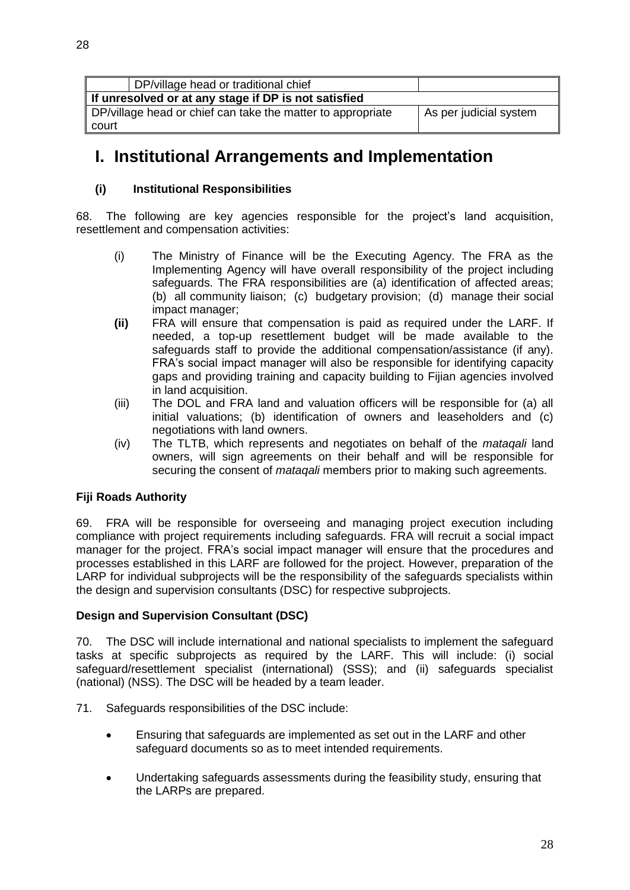|  | DP/village head or traditional chief |  |
|---|---|---|
| **If unresolved or at any stage if DP is not satisfied** | | |
| DP/village head or chief can take the matter to appropriate court | | As per judicial system |

# I. Institutional Arrangements and Implementation

### (i) Institutional Responsibilities

68. The following are key agencies responsible for the project's land acquisition, resettlement and compensation activities:

(i) The Ministry of Finance will be the Executing Agency. The FRA as the Implementing Agency will have overall responsibility of the project including safeguards. The FRA responsibilities are (a) identification of affected areas; (b) all community liaison; (c) budgetary provision; (d) manage their social impact manager;

**(ii)** FRA will ensure that compensation is paid as required under the LARF. If needed, a top-up resettlement budget will be made available to the safeguards staff to provide the additional compensation/assistance (if any). FRA's social impact manager will also be responsible for identifying capacity gaps and providing training and capacity building to Fijian agencies involved in land acquisition.

(iii) The DOL and FRA land and valuation officers will be responsible for (a) all initial valuations; (b) identification of owners and leaseholders and (c) negotiations with land owners.

(iv) The TLTB, which represents and negotiates on behalf of the *mataqali* land owners, will sign agreements on their behalf and will be responsible for securing the consent of *mataqali* members prior to making such agreements.

**Fiji Roads Authority**

69. FRA will be responsible for overseeing and managing project execution including compliance with project requirements including safeguards. FRA will recruit a social impact manager for the project. FRA's social impact manager will ensure that the procedures and processes established in this LARF are followed for the project. However, preparation of the LARP for individual subprojects will be the responsibility of the safeguards specialists within the design and supervision consultants (DSC) for respective subprojects.

**Design and Supervision Consultant (DSC)**

70. The DSC will include international and national specialists to implement the safeguard tasks at specific subprojects as required by the LARF. This will include: (i) social safeguard/resettlement specialist (international) (SSS); and (ii) safeguards specialist (national) (NSS). The DSC will be headed by a team leader.

71. Safeguards responsibilities of the DSC include:

- Ensuring that safeguards are implemented as set out in the LARF and other safeguard documents so as to meet intended requirements.
- Undertaking safeguards assessments during the feasibility study, ensuring that the LARPs are prepared.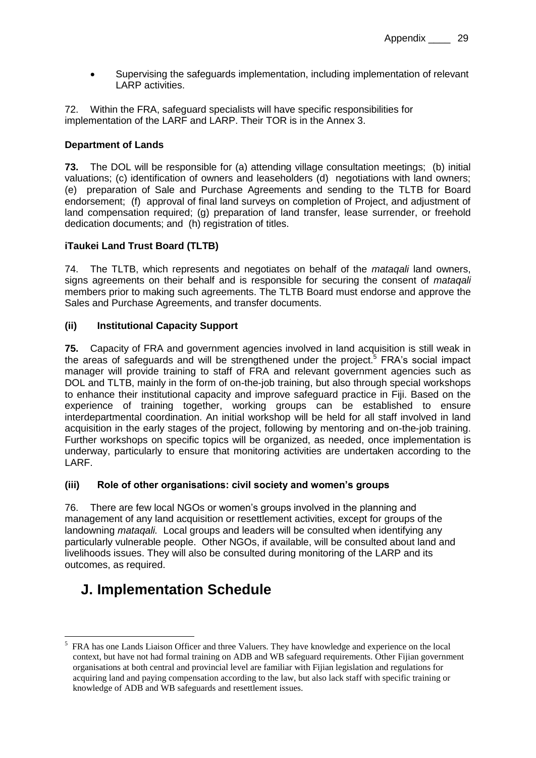- Supervising the safeguards implementation, including implementation of relevant LARP activities.

72. Within the FRA, safeguard specialists will have specific responsibilities for implementation of the LARF and LARP. Their TOR is in the Annex 3.

**Department of Lands**

**73.** The DOL will be responsible for (a) attending village consultation meetings; (b) initial valuations; (c) identification of owners and leaseholders (d) negotiations with land owners; (e) preparation of Sale and Purchase Agreements and sending to the TLTB for Board endorsement; (f) approval of final land surveys on completion of Project, and adjustment of land compensation required; (g) preparation of land transfer, lease surrender, or freehold dedication documents; and (h) registration of titles.

**iTaukei Land Trust Board (TLTB)**

74. The TLTB, which represents and negotiates on behalf of the *mataqali* land owners, signs agreements on their behalf and is responsible for securing the consent of *mataqali* members prior to making such agreements. The TLTB Board must endorse and approve the Sales and Purchase Agreements, and transfer documents.

### (ii) Institutional Capacity Support

**75.** Capacity of FRA and government agencies involved in land acquisition is still weak in the areas of safeguards and will be strengthened under the project.[5] FRA's social impact manager will provide training to staff of FRA and relevant government agencies such as DOL and TLTB, mainly in the form of on-the-job training, but also through special workshops to enhance their institutional capacity and improve safeguard practice in Fiji. Based on the experience of training together, working groups can be established to ensure interdepartmental coordination. An initial workshop will be held for all staff involved in land acquisition in the early stages of the project, following by mentoring and on-the-job training. Further workshops on specific topics will be organized, as needed, once implementation is underway, particularly to ensure that monitoring activities are undertaken according to the LARF.

### (iii) Role of other organisations: civil society and women's groups

76. There are few local NGOs or women's groups involved in the planning and management of any land acquisition or resettlement activities, except for groups of the landowning *mataqali.* Local groups and leaders will be consulted when identifying any particularly vulnerable people. Other NGOs, if available, will be consulted about land and livelihoods issues. They will also be consulted during monitoring of the LARP and its outcomes, as required.

## J. Implementation Schedule

[5] FRA has one Lands Liaison Officer and three Valuers. They have knowledge and experience on the local context, but have not had formal training on ADB and WB safeguard requirements. Other Fijian government organisations at both central and provincial level are familiar with Fijian legislation and regulations for acquiring land and paying compensation according to the law, but also lack staff with specific training or knowledge of ADB and WB safeguards and resettlement issues.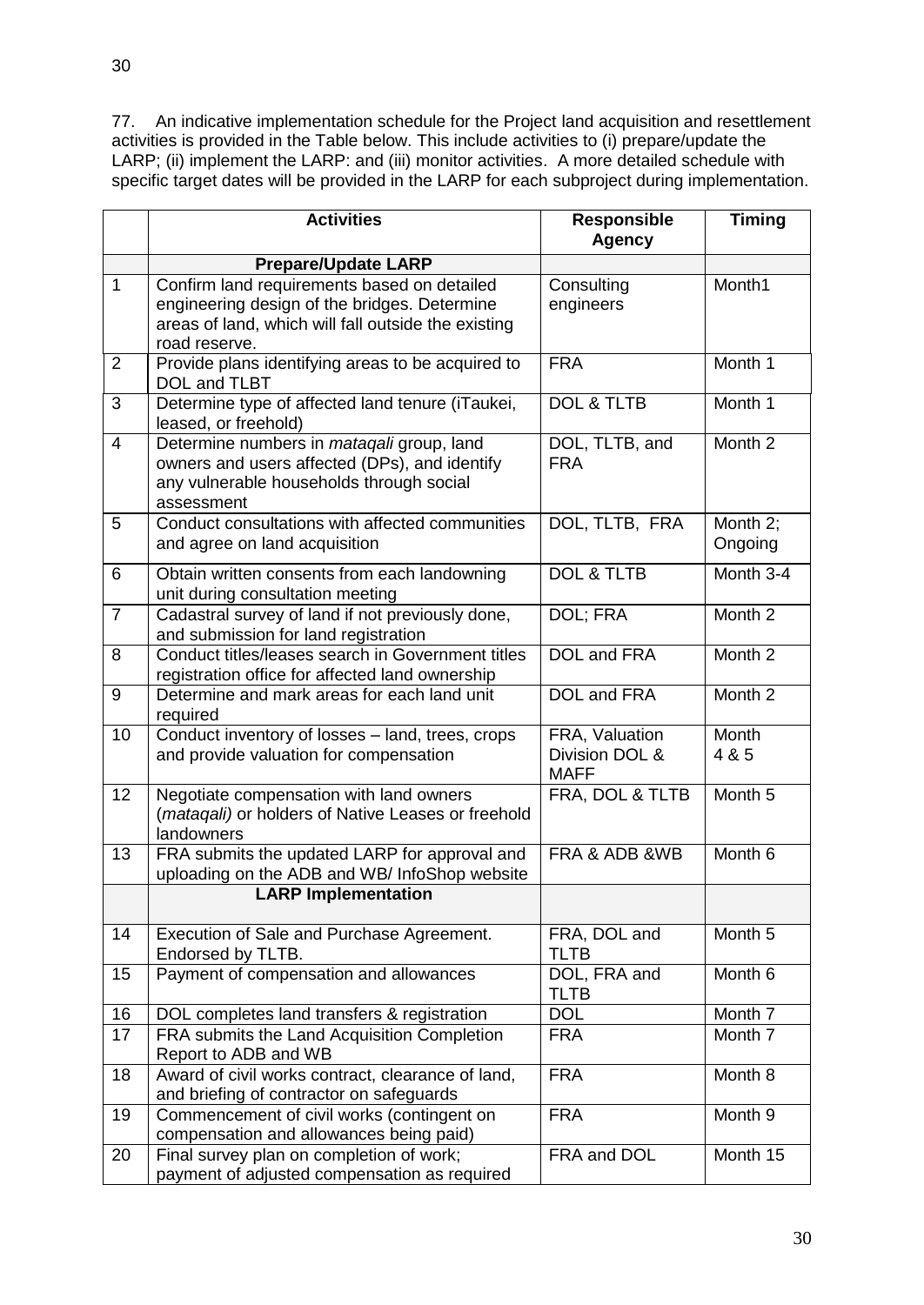77. An indicative implementation schedule for the Project land acquisition and resettlement activities is provided in the Table below. This include activities to (i) prepare/update the LARP; (ii) implement the LARP: and (iii) monitor activities. A more detailed schedule with specific target dates will be provided in the LARP for each subproject during implementation.

| | Activities | Responsible Agency | Timing |
|---|---|---|---|
| | **Prepare/Update LARP** | | |
| 1 | Confirm land requirements based on detailed engineering design of the bridges. Determine areas of land, which will fall outside the existing road reserve. | Consulting engineers | Month1 |
| 2 | Provide plans identifying areas to be acquired to DOL and TLBT | FRA | Month 1 |
| 3 | Determine type of affected land tenure (iTaukei, leased, or freehold) | DOL & TLTB | Month 1 |
| 4 | Determine numbers in *mataqali* group, land owners and users affected (DPs), and identify any vulnerable households through social assessment | DOL, TLTB, and FRA | Month 2 |
| 5 | Conduct consultations with affected communities and agree on land acquisition | DOL, TLTB, FRA | Month 2; Ongoing |
| 6 | Obtain written consents from each landowning unit during consultation meeting | DOL & TLTB | Month 3-4 |
| 7 | Cadastral survey of land if not previously done, and submission for land registration | DOL; FRA | Month 2 |
| 8 | Conduct titles/leases search in Government titles registration office for affected land ownership | DOL and FRA | Month 2 |
| 9 | Determine and mark areas for each land unit required | DOL and FRA | Month 2 |
| 10 | Conduct inventory of losses – land, trees, crops and provide valuation for compensation | FRA, Valuation Division DOL & MAFF | Month 4 & 5 |
| 12 | Negotiate compensation with land owners (*mataqali*) or holders of Native Leases or freehold landowners | FRA, DOL & TLTB | Month 5 |
| 13 | FRA submits the updated LARP for approval and uploading on the ADB and WB/ InfoShop website | FRA & ADB &WB | Month 6 |
| | **LARP Implementation** | | |
| 14 | Execution of Sale and Purchase Agreement. Endorsed by TLTB. | FRA, DOL and TLTB | Month 5 |
| 15 | Payment of compensation and allowances | DOL, FRA and TLTB | Month 6 |
| 16 | DOL completes land transfers & registration | DOL | Month 7 |
| 17 | FRA submits the Land Acquisition Completion Report to ADB and WB | FRA | Month 7 |
| 18 | Award of civil works contract, clearance of land, and briefing of contractor on safeguards | FRA | Month 8 |
| 19 | Commencement of civil works (contingent on compensation and allowances being paid) | FRA | Month 9 |
| 20 | Final survey plan on completion of work; payment of adjusted compensation as required | FRA and DOL | Month 15 |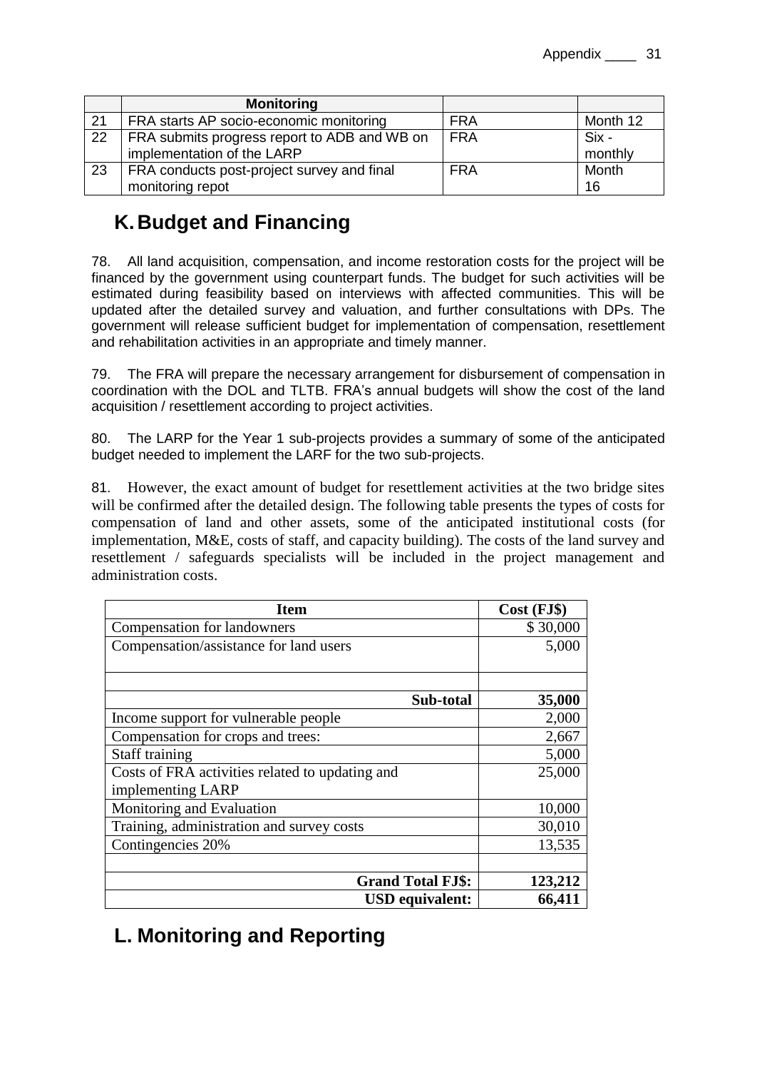| | Monitoring | | |
|---|---|---|---|
| 21 | FRA starts AP socio-economic monitoring | FRA | Month 12 |
| 22 | FRA submits progress report to ADB and WB on implementation of the LARP | FRA | Six - monthly |
| 23 | FRA conducts post-project survey and final monitoring repot | FRA | Month 16 |

## K. Budget and Financing

78. All land acquisition, compensation, and income restoration costs for the project will be financed by the government using counterpart funds. The budget for such activities will be estimated during feasibility based on interviews with affected communities. This will be updated after the detailed survey and valuation, and further consultations with DPs. The government will release sufficient budget for implementation of compensation, resettlement and rehabilitation activities in an appropriate and timely manner.

79. The FRA will prepare the necessary arrangement for disbursement of compensation in coordination with the DOL and TLTB. FRA's annual budgets will show the cost of the land acquisition / resettlement according to project activities.

80. The LARP for the Year 1 sub-projects provides a summary of some of the anticipated budget needed to implement the LARF for the two sub-projects.

81. However, the exact amount of budget for resettlement activities at the two bridge sites will be confirmed after the detailed design. The following table presents the types of costs for compensation of land and other assets, some of the anticipated institutional costs (for implementation, M&E, costs of staff, and capacity building). The costs of the land survey and resettlement / safeguards specialists will be included in the project management and administration costs.

| Item | Cost (FJ$) |
|---|---|
| Compensation for landowners | $ 30,000 |
| Compensation/assistance for land users | 5,000 |
| | |
| **Sub-total** | **35,000** |
| Income support for vulnerable people | 2,000 |
| Compensation for crops and trees: | 2,667 |
| Staff training | 5,000 |
| Costs of FRA activities related to updating and implementing LARP | 25,000 |
| Monitoring and Evaluation | 10,000 |
| Training, administration and survey costs | 30,010 |
| Contingencies 20% | 13,535 |
| | |
| **Grand Total FJ$:** | **123,212** |
| **USD equivalent:** | **66,411** |

## L. Monitoring and Reporting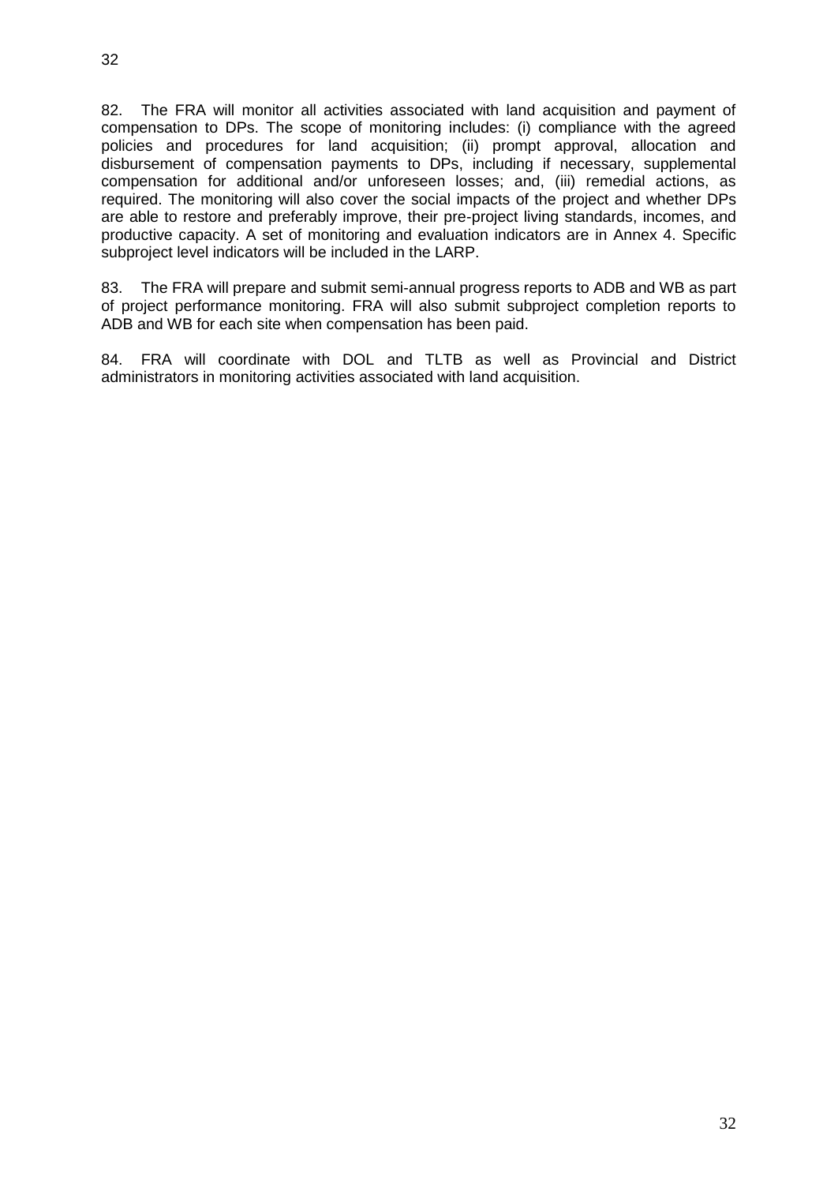82. The FRA will monitor all activities associated with land acquisition and payment of compensation to DPs. The scope of monitoring includes: (i) compliance with the agreed policies and procedures for land acquisition; (ii) prompt approval, allocation and disbursement of compensation payments to DPs, including if necessary, supplemental compensation for additional and/or unforeseen losses; and, (iii) remedial actions, as required. The monitoring will also cover the social impacts of the project and whether DPs are able to restore and preferably improve, their pre-project living standards, incomes, and productive capacity. A set of monitoring and evaluation indicators are in Annex 4. Specific subproject level indicators will be included in the LARP.

83. The FRA will prepare and submit semi-annual progress reports to ADB and WB as part of project performance monitoring. FRA will also submit subproject completion reports to ADB and WB for each site when compensation has been paid.

84. FRA will coordinate with DOL and TLTB as well as Provincial and District administrators in monitoring activities associated with land acquisition.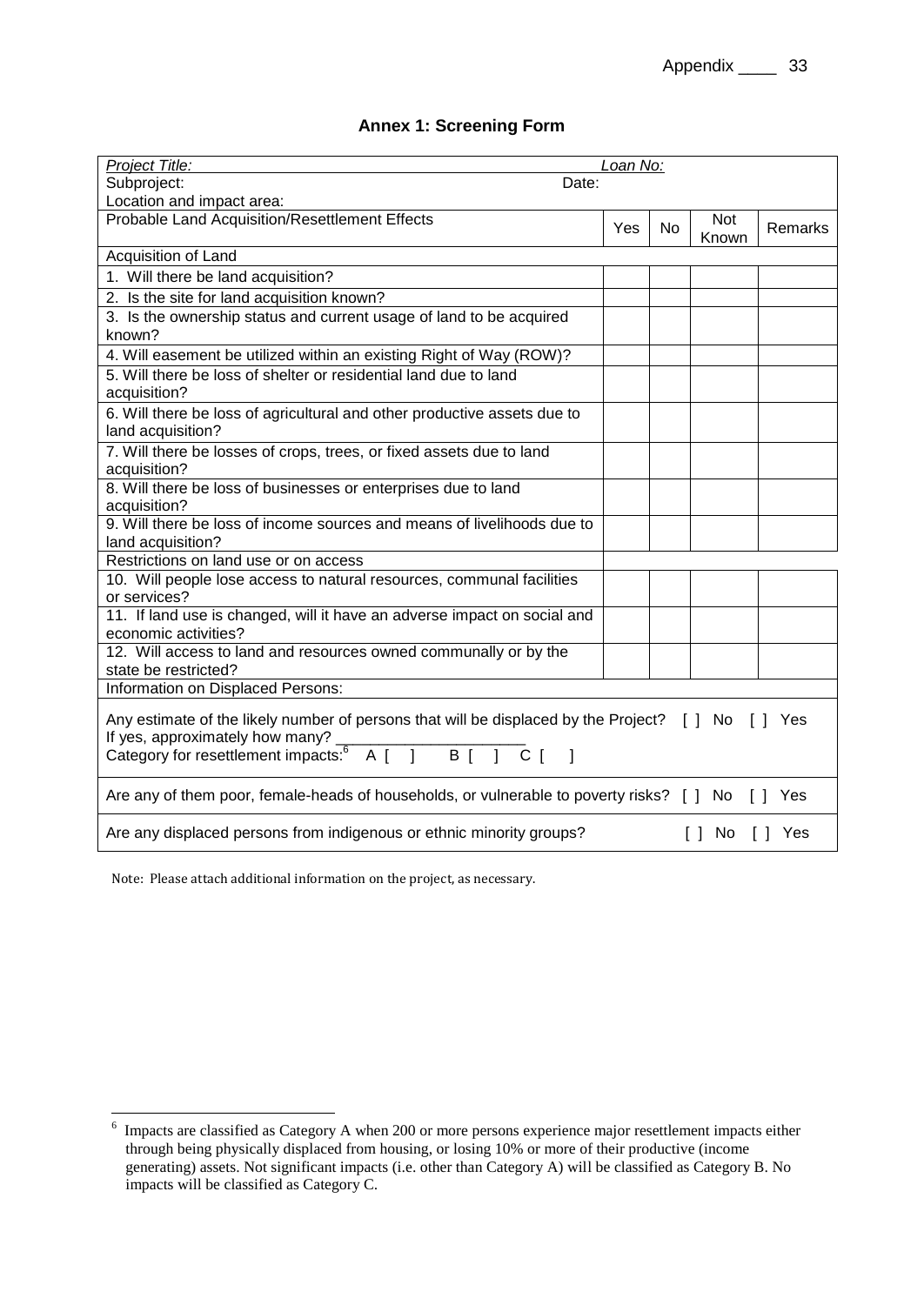## Annex 1: Screening Form

| *Project Title:* | *Loan No:* | | | |
|---|---|---|---|---|
| Subproject: Date: | | | | |
| Location and impact area: | | | | |
| Probable Land Acquisition/Resettlement Effects | Yes | No | Not Known | Remarks |
| Acquisition of Land | | | | |
| 1. Will there be land acquisition? | | | | |
| 2. Is the site for land acquisition known? | | | | |
| 3. Is the ownership status and current usage of land to be acquired known? | | | | |
| 4. Will easement be utilized within an existing Right of Way (ROW)? | | | | |
| 5. Will there be loss of shelter or residential land due to land acquisition? | | | | |
| 6. Will there be loss of agricultural and other productive assets due to land acquisition? | | | | |
| 7. Will there be losses of crops, trees, or fixed assets due to land acquisition? | | | | |
| 8. Will there be loss of businesses or enterprises due to land acquisition? | | | | |
| 9. Will there be loss of income sources and means of livelihoods due to land acquisition? | | | | |
| Restrictions on land use or on access | | | | |
| 10. Will people lose access to natural resources, communal facilities or services? | | | | |
| 11. If land use is changed, will it have an adverse impact on social and economic activities? | | | | |
| 12. Will access to land and resources owned communally or by the state be restricted? | | | | |
| Information on Displaced Persons: | | | | |
| Any estimate of the likely number of persons that will be displaced by the Project? [ ] No [ ] Yes<br>If yes, approximately how many? ______________________<br>Category for resettlement impacts:[6] A [ ] B [ ] C [ ] | | | | |
| Are any of them poor, female-heads of households, or vulnerable to poverty risks? [ ] No [ ] Yes | | | | |
| Are any displaced persons from indigenous or ethnic minority groups? [ ] No [ ] Yes | | | | |

Note: Please attach additional information on the project, as necessary.

[6] Impacts are classified as Category A when 200 or more persons experience major resettlement impacts either through being physically displaced from housing, or losing 10% or more of their productive (income generating) assets. Not significant impacts (i.e. other than Category A) will be classified as Category B. No impacts will be classified as Category C.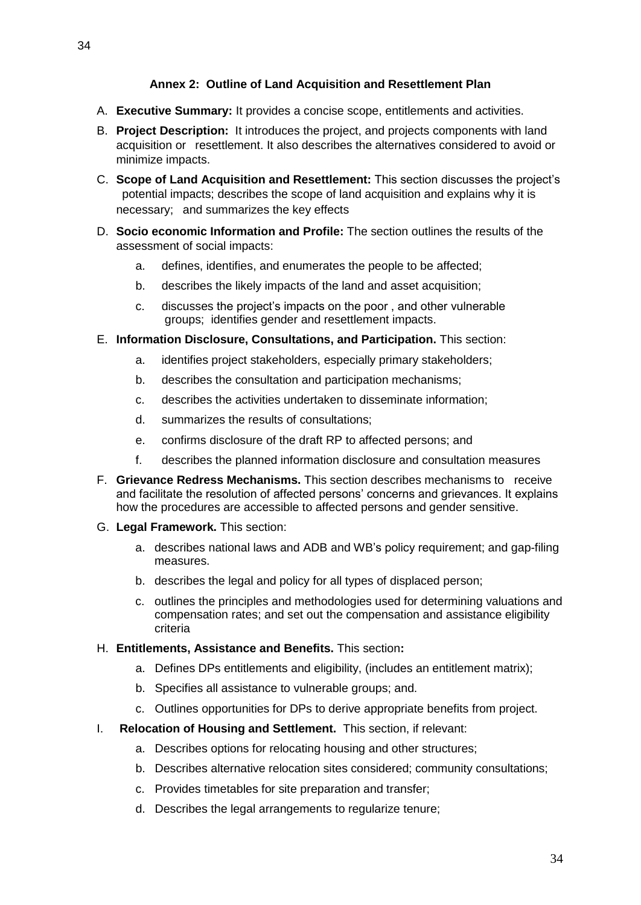## Annex 2: Outline of Land Acquisition and Resettlement Plan

A. **Executive Summary:** It provides a concise scope, entitlements and activities.

B. **Project Description:** It introduces the project, and projects components with land acquisition or resettlement. It also describes the alternatives considered to avoid or minimize impacts.

C. **Scope of Land Acquisition and Resettlement:** This section discusses the project's potential impacts; describes the scope of land acquisition and explains why it is necessary; and summarizes the key effects

D. **Socio economic Information and Profile:** The section outlines the results of the assessment of social impacts:

   a. defines, identifies, and enumerates the people to be affected;

   b. describes the likely impacts of the land and asset acquisition;

   c. discusses the project's impacts on the poor , and other vulnerable groups; identifies gender and resettlement impacts.

E. **Information Disclosure, Consultations, and Participation.** This section:

   a. identifies project stakeholders, especially primary stakeholders;

   b. describes the consultation and participation mechanisms;

   c. describes the activities undertaken to disseminate information;

   d. summarizes the results of consultations;

   e. confirms disclosure of the draft RP to affected persons; and

   f. describes the planned information disclosure and consultation measures

F. **Grievance Redress Mechanisms.** This section describes mechanisms to receive and facilitate the resolution of affected persons' concerns and grievances. It explains how the procedures are accessible to affected persons and gender sensitive.

G. **Legal Framework.** This section:

   a. describes national laws and ADB and WB's policy requirement; and gap-filing measures.

   b. describes the legal and policy for all types of displaced person;

   c. outlines the principles and methodologies used for determining valuations and compensation rates; and set out the compensation and assistance eligibility criteria

H. **Entitlements, Assistance and Benefits.** This section**:**

   a. Defines DPs entitlements and eligibility, (includes an entitlement matrix);

   b. Specifies all assistance to vulnerable groups; and.

   c. Outlines opportunities for DPs to derive appropriate benefits from project.

I. **Relocation of Housing and Settlement.** This section, if relevant:

   a. Describes options for relocating housing and other structures;

   b. Describes alternative relocation sites considered; community consultations;

   c. Provides timetables for site preparation and transfer;

   d. Describes the legal arrangements to regularize tenure;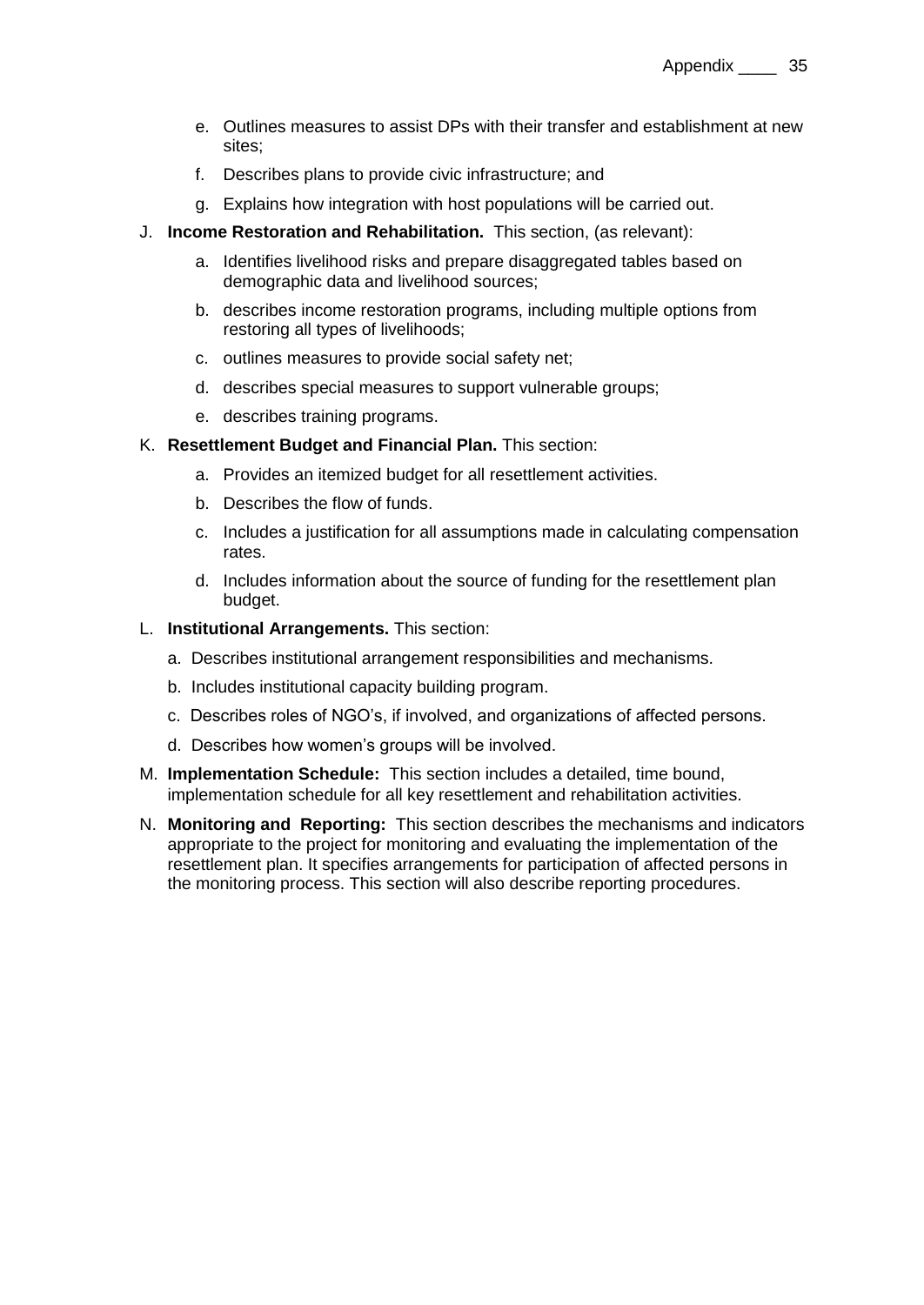e. Outlines measures to assist DPs with their transfer and establishment at new sites;

f. Describes plans to provide civic infrastructure; and

g. Explains how integration with host populations will be carried out.

J. **Income Restoration and Rehabilitation.** This section, (as relevant):

   a. Identifies livelihood risks and prepare disaggregated tables based on demographic data and livelihood sources;

   b. describes income restoration programs, including multiple options from restoring all types of livelihoods;

   c. outlines measures to provide social safety net;

   d. describes special measures to support vulnerable groups;

   e. describes training programs.

K. **Resettlement Budget and Financial Plan.** This section:

   a. Provides an itemized budget for all resettlement activities.

   b. Describes the flow of funds.

   c. Includes a justification for all assumptions made in calculating compensation rates.

   d. Includes information about the source of funding for the resettlement plan budget.

L. **Institutional Arrangements.** This section:

   a. Describes institutional arrangement responsibilities and mechanisms.

   b. Includes institutional capacity building program.

   c. Describes roles of NGO's, if involved, and organizations of affected persons.

   d. Describes how women's groups will be involved.

M. **Implementation Schedule:** This section includes a detailed, time bound, implementation schedule for all key resettlement and rehabilitation activities.

N. **Monitoring and Reporting:** This section describes the mechanisms and indicators appropriate to the project for monitoring and evaluating the implementation of the resettlement plan. It specifies arrangements for participation of affected persons in the monitoring process. This section will also describe reporting procedures.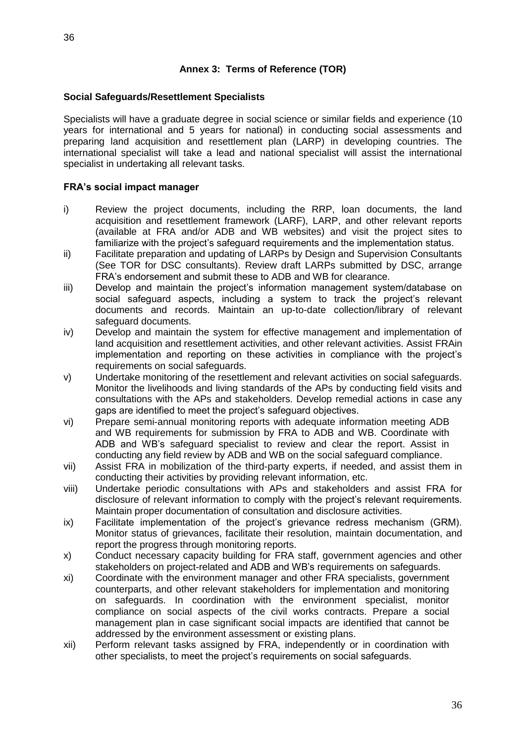## Annex 3: Terms of Reference (TOR)

**Social Safeguards/Resettlement Specialists**

Specialists will have a graduate degree in social science or similar fields and experience (10 years for international and 5 years for national) in conducting social assessments and preparing land acquisition and resettlement plan (LARP) in developing countries. The international specialist will take a lead and national specialist will assist the international specialist in undertaking all relevant tasks.

**FRA's social impact manager**

i) Review the project documents, including the RRP, loan documents, the land acquisition and resettlement framework (LARF), LARP, and other relevant reports (available at FRA and/or ADB and WB websites) and visit the project sites to familiarize with the project's safeguard requirements and the implementation status.

ii) Facilitate preparation and updating of LARPs by Design and Supervision Consultants (See TOR for DSC consultants). Review draft LARPs submitted by DSC, arrange FRA's endorsement and submit these to ADB and WB for clearance.

iii) Develop and maintain the project's information management system/database on social safeguard aspects, including a system to track the project's relevant documents and records. Maintain an up-to-date collection/library of relevant safeguard documents.

iv) Develop and maintain the system for effective management and implementation of land acquisition and resettlement activities, and other relevant activities. Assist FRAin implementation and reporting on these activities in compliance with the project's requirements on social safeguards.

v) Undertake monitoring of the resettlement and relevant activities on social safeguards. Monitor the livelihoods and living standards of the APs by conducting field visits and consultations with the APs and stakeholders. Develop remedial actions in case any gaps are identified to meet the project's safeguard objectives.

vi) Prepare semi-annual monitoring reports with adequate information meeting ADB and WB requirements for submission by FRA to ADB and WB. Coordinate with ADB and WB's safeguard specialist to review and clear the report. Assist in conducting any field review by ADB and WB on the social safeguard compliance.

vii) Assist FRA in mobilization of the third-party experts, if needed, and assist them in conducting their activities by providing relevant information, etc.

viii) Undertake periodic consultations with APs and stakeholders and assist FRA for disclosure of relevant information to comply with the project's relevant requirements. Maintain proper documentation of consultation and disclosure activities.

ix) Facilitate implementation of the project's grievance redress mechanism (GRM). Monitor status of grievances, facilitate their resolution, maintain documentation, and report the progress through monitoring reports.

x) Conduct necessary capacity building for FRA staff, government agencies and other stakeholders on project-related and ADB and WB's requirements on safeguards.

xi) Coordinate with the environment manager and other FRA specialists, government counterparts, and other relevant stakeholders for implementation and monitoring on safeguards. In coordination with the environment specialist, monitor compliance on social aspects of the civil works contracts. Prepare a social management plan in case significant social impacts are identified that cannot be addressed by the environment assessment or existing plans.

xii) Perform relevant tasks assigned by FRA, independently or in coordination with other specialists, to meet the project's requirements on social safeguards.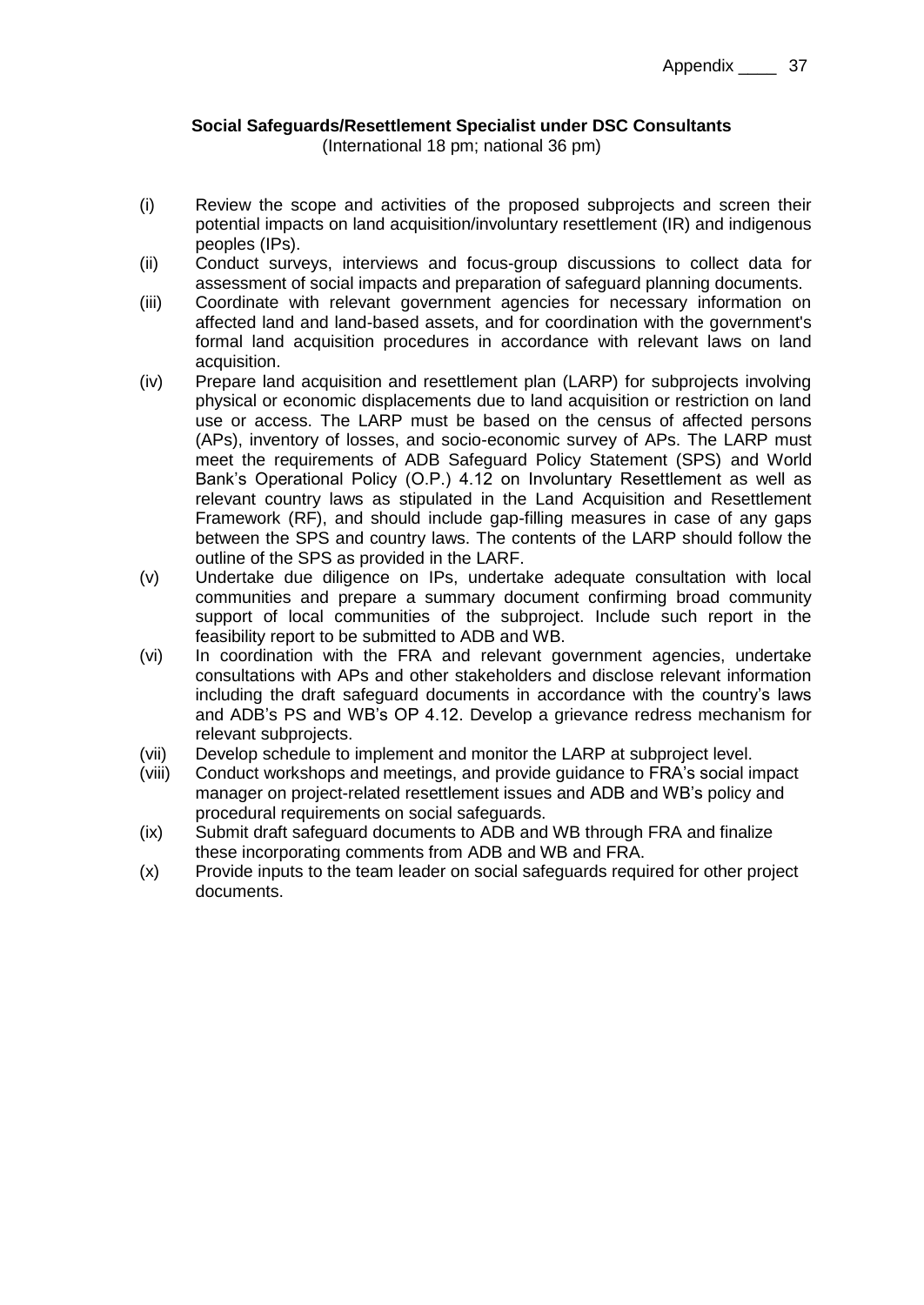**Social Safeguards/Resettlement Specialist under DSC Consultants**
(International 18 pm; national 36 pm)

(i) Review the scope and activities of the proposed subprojects and screen their potential impacts on land acquisition/involuntary resettlement (IR) and indigenous peoples (IPs).

(ii) Conduct surveys, interviews and focus-group discussions to collect data for assessment of social impacts and preparation of safeguard planning documents.

(iii) Coordinate with relevant government agencies for necessary information on affected land and land-based assets, and for coordination with the government's formal land acquisition procedures in accordance with relevant laws on land acquisition.

(iv) Prepare land acquisition and resettlement plan (LARP) for subprojects involving physical or economic displacements due to land acquisition or restriction on land use or access. The LARP must be based on the census of affected persons (APs), inventory of losses, and socio-economic survey of APs. The LARP must meet the requirements of ADB Safeguard Policy Statement (SPS) and World Bank's Operational Policy (O.P.) 4.12 on Involuntary Resettlement as well as relevant country laws as stipulated in the Land Acquisition and Resettlement Framework (RF), and should include gap-filling measures in case of any gaps between the SPS and country laws. The contents of the LARP should follow the outline of the SPS as provided in the LARF.

(v) Undertake due diligence on IPs, undertake adequate consultation with local communities and prepare a summary document confirming broad community support of local communities of the subproject. Include such report in the feasibility report to be submitted to ADB and WB.

(vi) In coordination with the FRA and relevant government agencies, undertake consultations with APs and other stakeholders and disclose relevant information including the draft safeguard documents in accordance with the country's laws and ADB's PS and WB's OP 4.12. Develop a grievance redress mechanism for relevant subprojects.

(vii) Develop schedule to implement and monitor the LARP at subproject level.

(viii) Conduct workshops and meetings, and provide guidance to FRA's social impact manager on project-related resettlement issues and ADB and WB's policy and procedural requirements on social safeguards.

(ix) Submit draft safeguard documents to ADB and WB through FRA and finalize these incorporating comments from ADB and WB and FRA.

(x) Provide inputs to the team leader on social safeguards required for other project documents.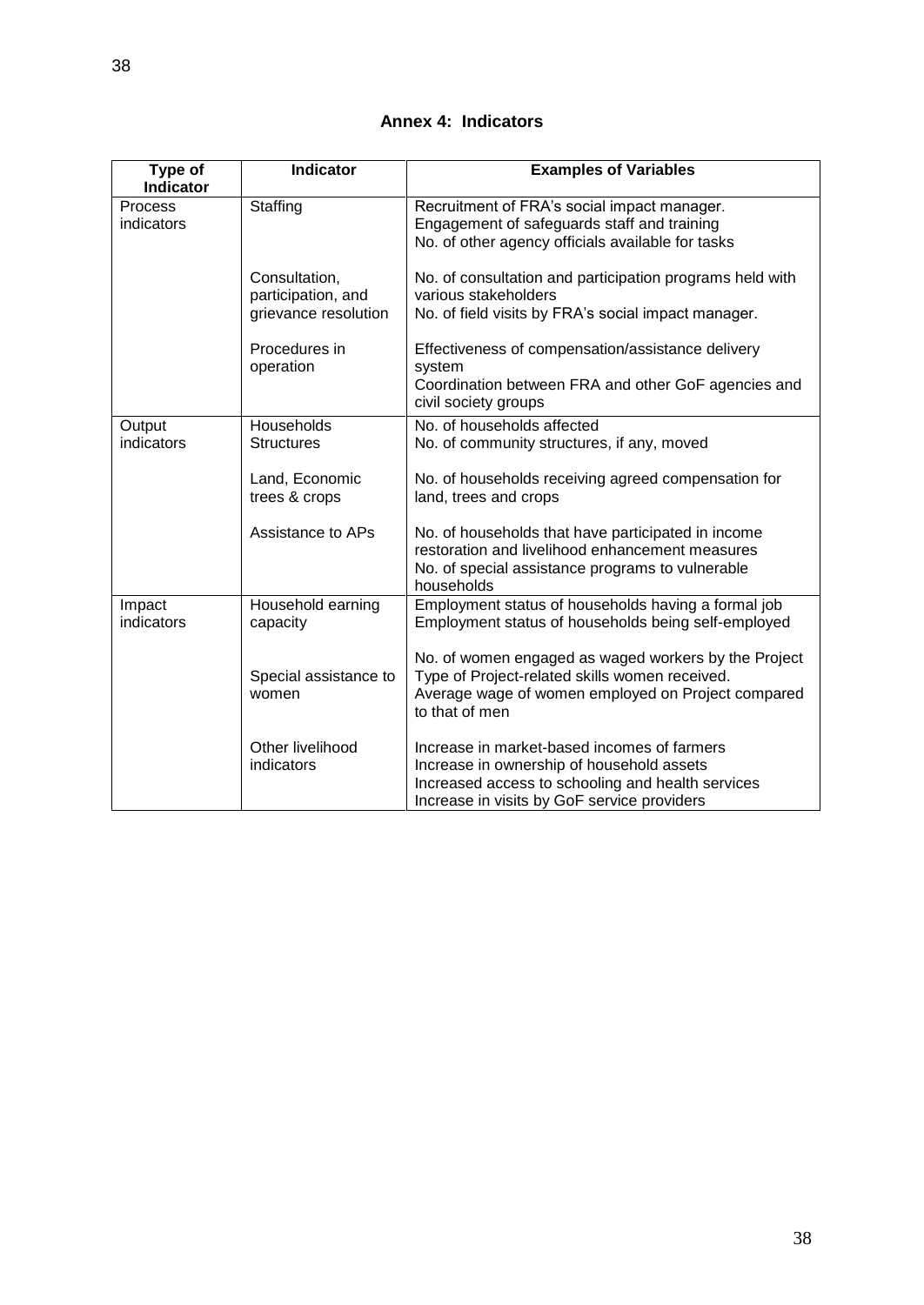## Annex 4: Indicators

| Type of Indicator | Indicator | Examples of Variables |
|---|---|---|
| Process indicators | Staffing | Recruitment of FRA's social impact manager.<br>Engagement of safeguards staff and training<br>No. of other agency officials available for tasks |
| | Consultation, participation, and grievance resolution | No. of consultation and participation programs held with various stakeholders<br>No. of field visits by FRA's social impact manager. |
| | Procedures in operation | Effectiveness of compensation/assistance delivery system<br>Coordination between FRA and other GoF agencies and civil society groups |
| Output indicators | Households<br>Structures | No. of households affected<br>No. of community structures, if any, moved |
| | Land, Economic trees & crops | No. of households receiving agreed compensation for land, trees and crops |
| | Assistance to APs | No. of households that have participated in income restoration and livelihood enhancement measures<br>No. of special assistance programs to vulnerable households |
| Impact indicators | Household earning capacity | Employment status of households having a formal job<br>Employment status of households being self-employed |
| | Special assistance to women | No. of women engaged as waged workers by the Project<br>Type of Project-related skills women received.<br>Average wage of women employed on Project compared to that of men |
| | Other livelihood indicators | Increase in market-based incomes of farmers<br>Increase in ownership of household assets<br>Increased access to schooling and health services<br>Increase in visits by GoF service providers |